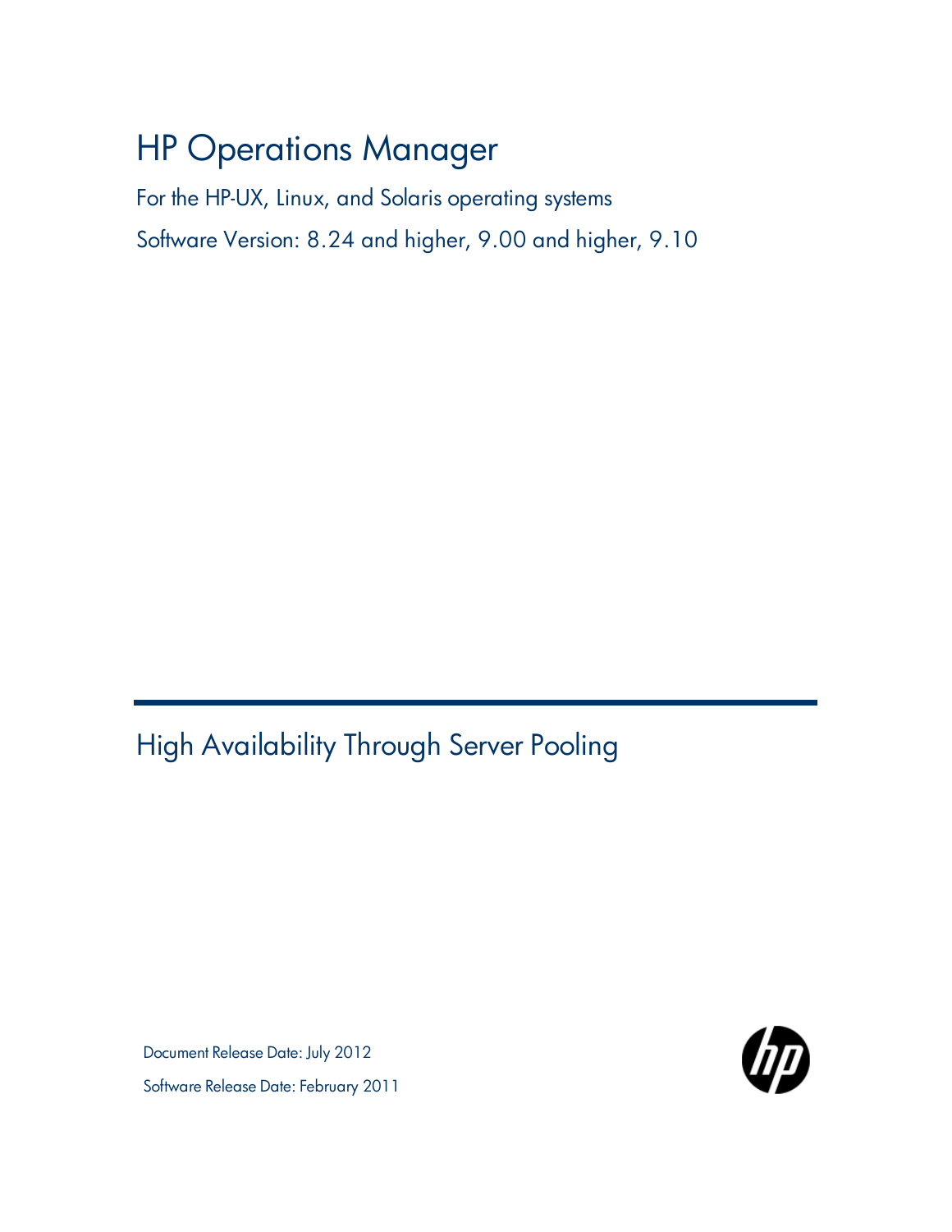# HP Operations Manager

For the HP-UX, Linux, and Solaris operating systems

Software Version: 8.24 and higher, 9.00 and higher, 9.10

## High Availability Through Server Pooling

Document Release Date: July 2012

Software Release Date: February 2011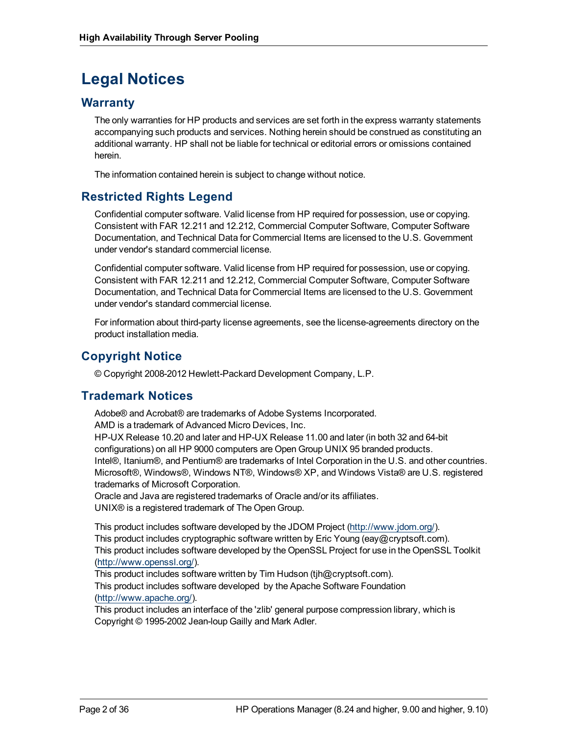# Legal Notices

## Warranty

The only warranties for HP products and services are set forth in the express warranty statements accompanying such products and services. Nothing herein should be construed as constituting an additional warranty. HP shall not be liable for technical or editorial errors or omissions contained herein.

The information contained herein is subject to change without notice.

## Restricted Rights Legend

Confidential computer software. Valid license from HP required for possession, use or copying. Consistent with FAR 12.211 and 12.212, Commercial Computer Software, Computer Software Documentation, and Technical Data for Commercial Items are licensed to the U.S. Government under vendor's standard commercial license.

Confidential computer software. Valid license from HP required for possession, use or copying. Consistent with FAR 12.211 and 12.212, Commercial Computer Software, Computer Software Documentation, and Technical Data for Commercial Items are licensed to the U.S. Government under vendor's standard commercial license.

For information about third-party license agreements, see the license-agreements directory on the product installation media.

## Copyright Notice

© Copyright 2008-2012 Hewlett-Packard Development Company, L.P.

## Trademark Notices

Adobe® and Acrobat® are trademarks of Adobe Systems Incorporated.
AMD is a trademark of Advanced Micro Devices, Inc.
HP-UX Release 10.20 and later and HP-UX Release 11.00 and later (in both 32 and 64-bit configurations) on all HP 9000 computers are Open Group UNIX 95 branded products.
Intel®, Itanium®, and Pentium® are trademarks of Intel Corporation in the U.S. and other countries.
Microsoft®, Windows®, Windows NT®, Windows® XP, and Windows Vista® are U.S. registered trademarks of Microsoft Corporation.
Oracle and Java are registered trademarks of Oracle and/or its affiliates.
UNIX® is a registered trademark of The Open Group.

This product includes software developed by the JDOM Project (http://www.jdom.org/).
This product includes cryptographic software written by Eric Young (eay@cryptsoft.com).
This product includes software developed by the OpenSSL Project for use in the OpenSSL Toolkit (http://www.openssl.org/).
This product includes software written by Tim Hudson (tjh@cryptsoft.com).
This product includes software developed by the Apache Software Foundation (http://www.apache.org/).
This product includes an interface of the 'zlib' general purpose compression library, which is Copyright © 1995-2002 Jean-loup Gailly and Mark Adler.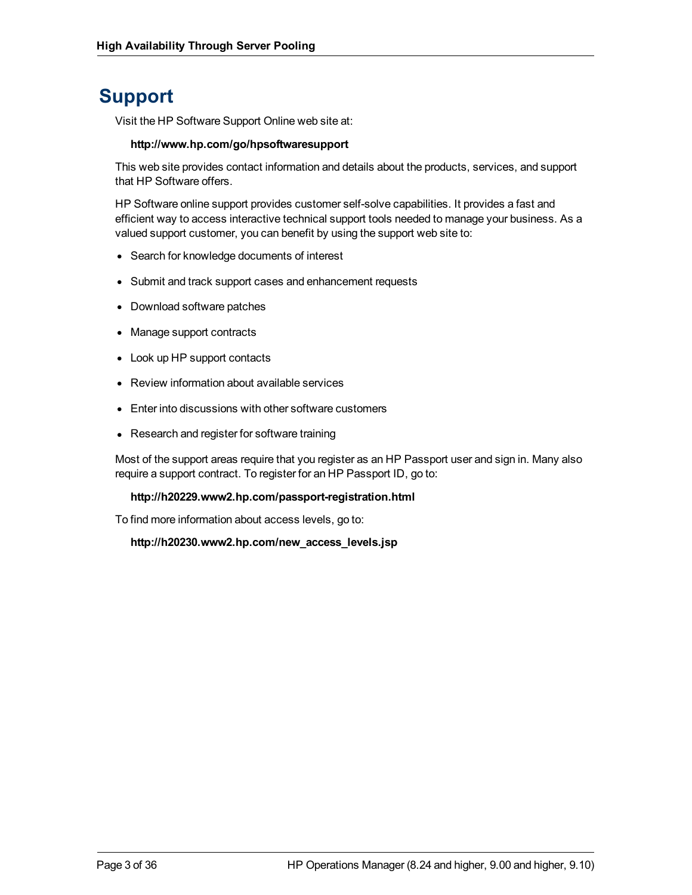# Support

Visit the HP Software Support Online web site at:

**http://www.hp.com/go/hpsoftwaresupport**

This web site provides contact information and details about the products, services, and support that HP Software offers.

HP Software online support provides customer self-solve capabilities. It provides a fast and efficient way to access interactive technical support tools needed to manage your business. As a valued support customer, you can benefit by using the support web site to:

- Search for knowledge documents of interest
- Submit and track support cases and enhancement requests
- Download software patches
- Manage support contracts
- Look up HP support contacts
- Review information about available services
- Enter into discussions with other software customers
- Research and register for software training

Most of the support areas require that you register as an HP Passport user and sign in. Many also require a support contract. To register for an HP Passport ID, go to:

**http://h20229.www2.hp.com/passport-registration.html**

To find more information about access levels, go to:

**http://h20230.www2.hp.com/new_access_levels.jsp**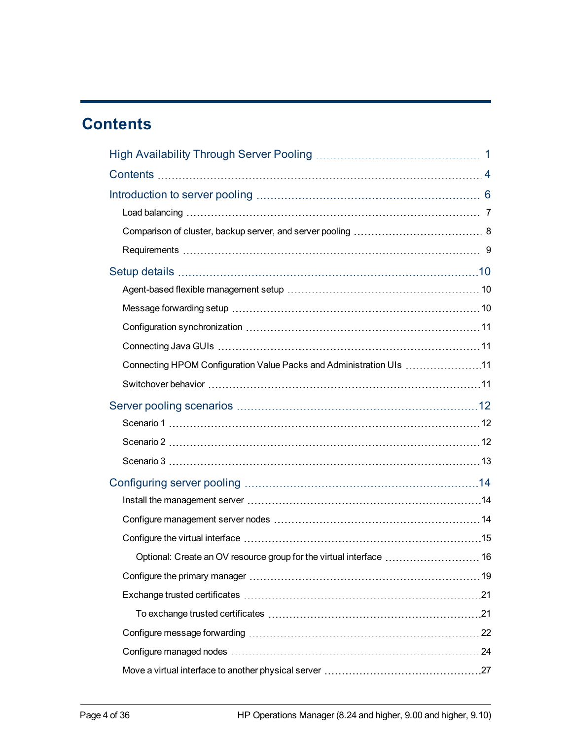# Contents

High Availability Through Server Pooling ..... 1

Contents ..... 4

Introduction to server pooling ..... 6

- Load balancing ..... 7
- Comparison of cluster, backup server, and server pooling ..... 8
- Requirements ..... 9

Setup details ..... 10

- Agent-based flexible management setup ..... 10
- Message forwarding setup ..... 10
- Configuration synchronization ..... 11
- Connecting Java GUIs ..... 11
- Connecting HPOM Configuration Value Packs and Administration UIs ..... 11
- Switchover behavior ..... 11

Server pooling scenarios ..... 12

- Scenario 1 ..... 12
- Scenario 2 ..... 12
- Scenario 3 ..... 13

Configuring server pooling ..... 14

- Install the management server ..... 14
- Configure management server nodes ..... 14
- Configure the virtual interface ..... 15
  - Optional: Create an OV resource group for the virtual interface ..... 16
- Configure the primary manager ..... 19
- Exchange trusted certificates ..... 21
  - To exchange trusted certificates ..... 21
- Configure message forwarding ..... 22
- Configure managed nodes ..... 24
- Move a virtual interface to another physical server ..... 27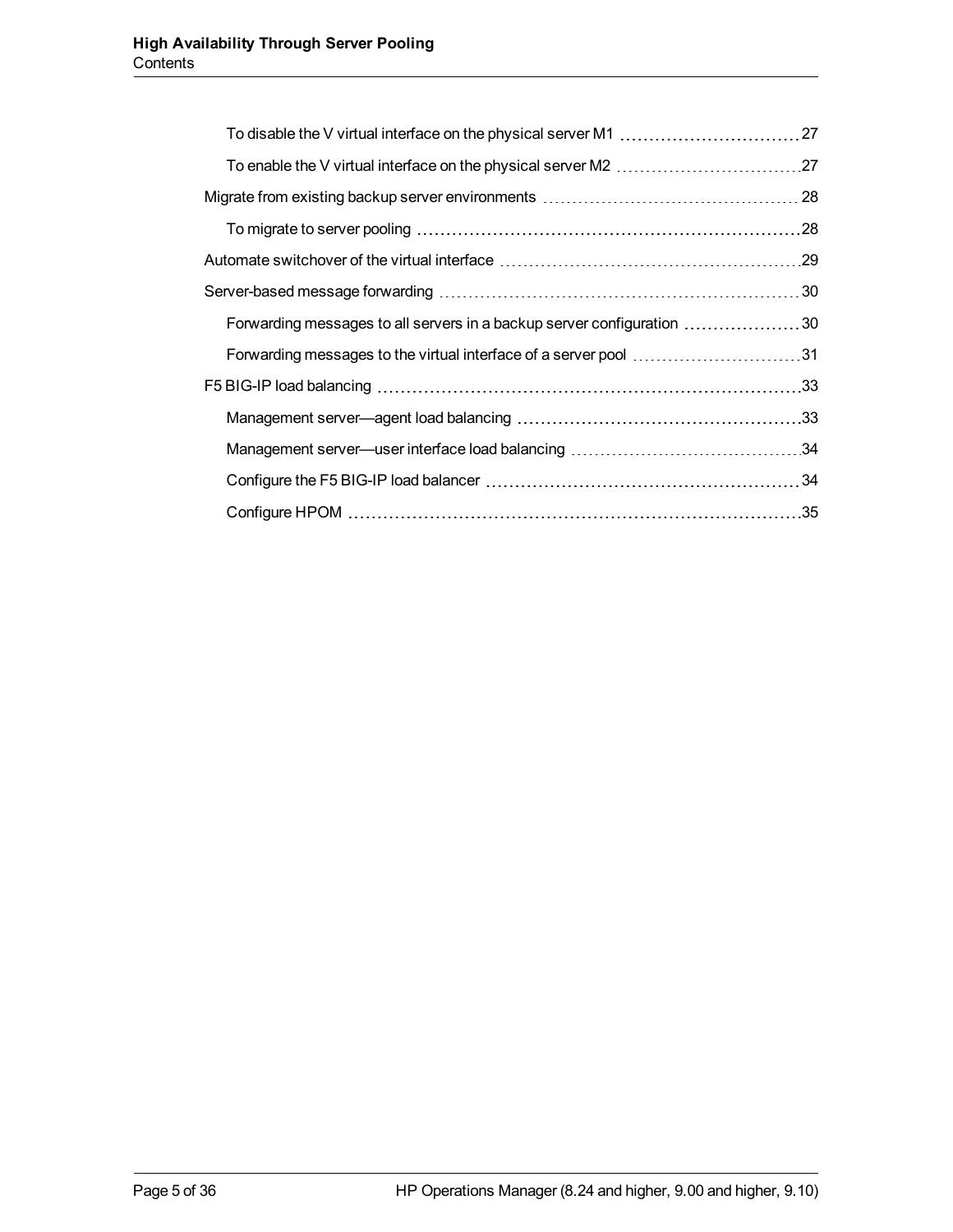- To disable the V virtual interface on the physical server M1 ... 27
- To enable the V virtual interface on the physical server M2 ... 27

Migrate from existing backup server environments ... 28

- To migrate to server pooling ... 28

Automate switchover of the virtual interface ... 29

Server-based message forwarding ... 30

- Forwarding messages to all servers in a backup server configuration ... 30
- Forwarding messages to the virtual interface of a server pool ... 31

F5 BIG-IP load balancing ... 33

- Management server—agent load balancing ... 33
- Management server—user interface load balancing ... 34
- Configure the F5 BIG-IP load balancer ... 34
- Configure HPOM ... 35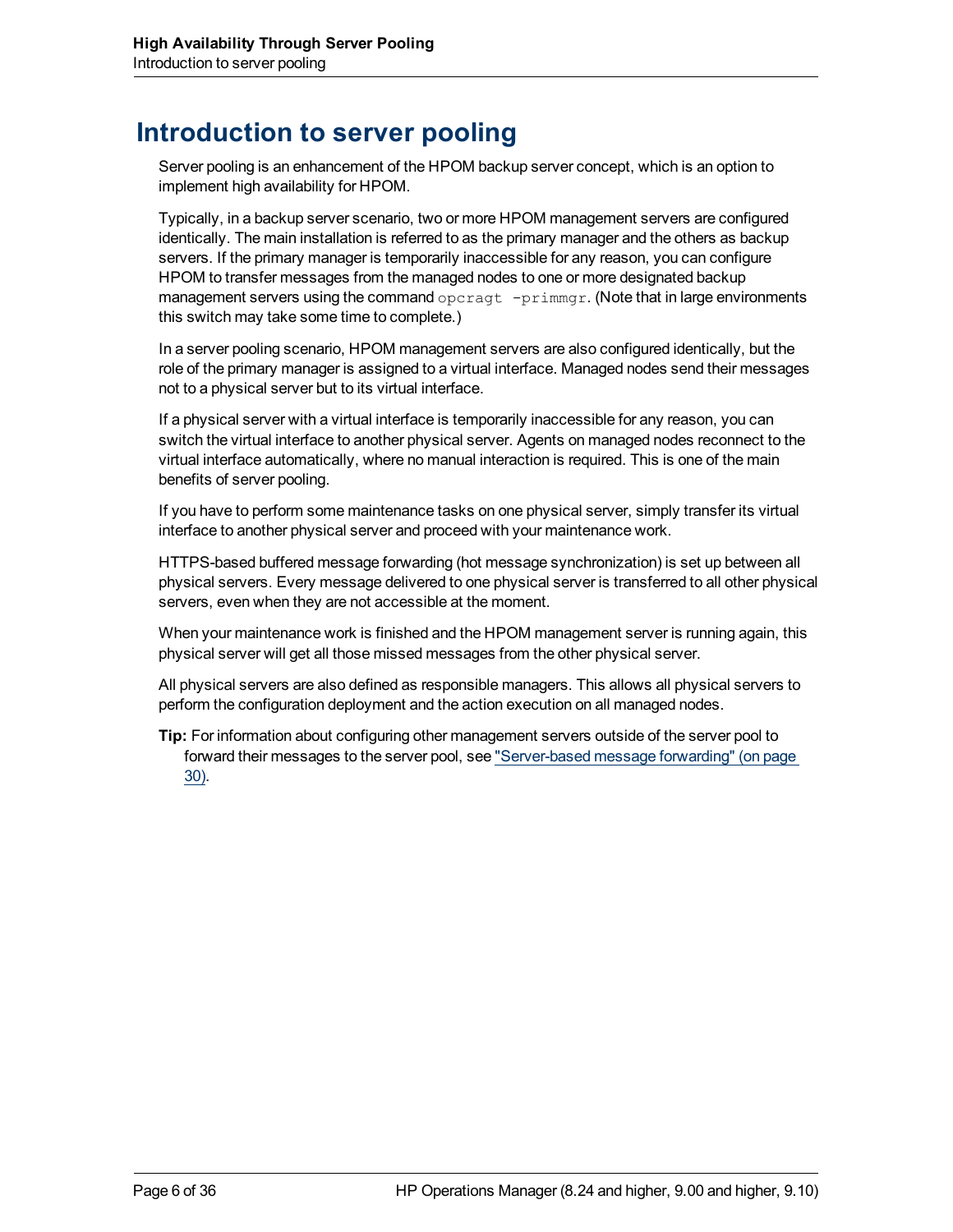# Introduction to server pooling

Server pooling is an enhancement of the HPOM backup server concept, which is an option to implement high availability for HPOM.

Typically, in a backup server scenario, two or more HPOM management servers are configured identically. The main installation is referred to as the primary manager and the others as backup servers. If the primary manager is temporarily inaccessible for any reason, you can configure HPOM to transfer messages from the managed nodes to one or more designated backup management servers using the command `opcragt -primmgr`. (Note that in large environments this switch may take some time to complete.)

In a server pooling scenario, HPOM management servers are also configured identically, but the role of the primary manager is assigned to a virtual interface. Managed nodes send their messages not to a physical server but to its virtual interface.

If a physical server with a virtual interface is temporarily inaccessible for any reason, you can switch the virtual interface to another physical server. Agents on managed nodes reconnect to the virtual interface automatically, where no manual interaction is required. This is one of the main benefits of server pooling.

If you have to perform some maintenance tasks on one physical server, simply transfer its virtual interface to another physical server and proceed with your maintenance work.

HTTPS-based buffered message forwarding (hot message synchronization) is set up between all physical servers. Every message delivered to one physical server is transferred to all other physical servers, even when they are not accessible at the moment.

When your maintenance work is finished and the HPOM management server is running again, this physical server will get all those missed messages from the other physical server.

All physical servers are also defined as responsible managers. This allows all physical servers to perform the configuration deployment and the action execution on all managed nodes.

**Tip:** For information about configuring other management servers outside of the server pool to forward their messages to the server pool, see "Server-based message forwarding" (on page 30).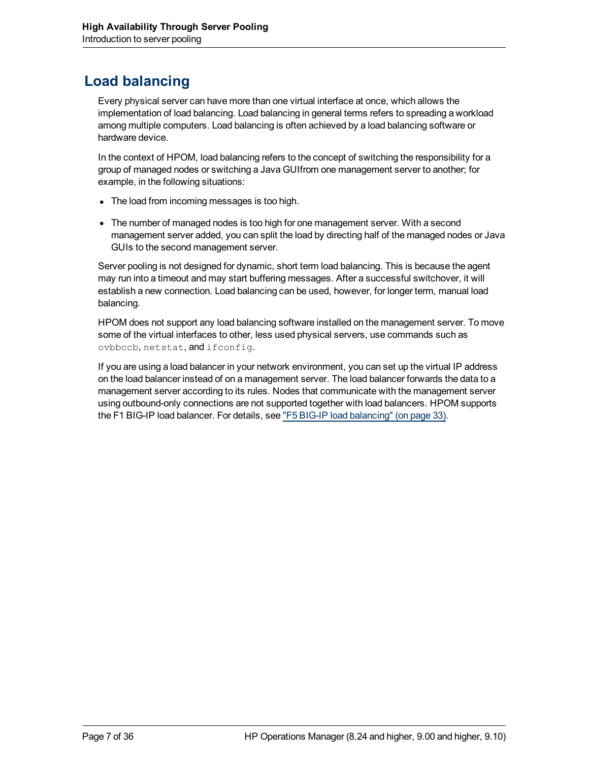## Load balancing

Every physical server can have more than one virtual interface at once, which allows the implementation of load balancing. Load balancing in general terms refers to spreading a workload among multiple computers. Load balancing is often achieved by a load balancing software or hardware device.

In the context of HPOM, load balancing refers to the concept of switching the responsibility for a group of managed nodes or switching a Java GUIfrom one management server to another; for example, in the following situations:

- The load from incoming messages is too high.
- The number of managed nodes is too high for one management server. With a second management server added, you can split the load by directing half of the managed nodes or Java GUIs to the second management server.

Server pooling is not designed for dynamic, short term load balancing. This is because the agent may run into a timeout and may start buffering messages. After a successful switchover, it will establish a new connection. Load balancing can be used, however, for longer term, manual load balancing.

HPOM does not support any load balancing software installed on the management server. To move some of the virtual interfaces to other, less used physical servers, use commands such as `ovbbccb`, `netstat`, and `ifconfig`.

If you are using a load balancer in your network environment, you can set up the virtual IP address on the load balancer instead of on a management server. The load balancer forwards the data to a management server according to its rules. Nodes that communicate with the management server using outbound-only connections are not supported together with load balancers. HPOM supports the F1 BIG-IP load balancer. For details, see "F5 BIG-IP load balancing" (on page 33).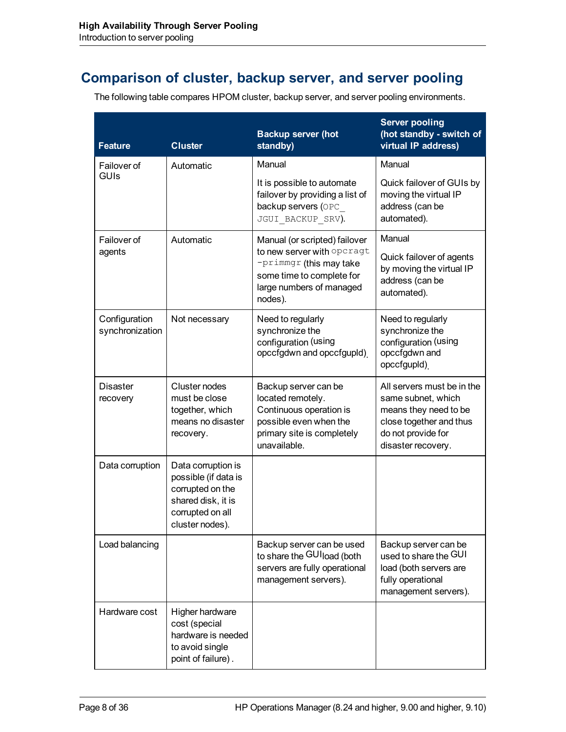## Comparison of cluster, backup server, and server pooling

The following table compares HPOM cluster, backup server, and server pooling environments.

| Feature | Cluster | Backup server (hot standby) | Server pooling (hot standby - switch of virtual IP address) |
|---|---|---|---|
| Failover of GUIs | Automatic | Manual<br><br>It is possible to automate failover by providing a list of backup servers (`OPC_JGUI_BACKUP_SRV`). | Manual<br><br>Quick failover of GUIs by moving the virtual IP address (can be automated). |
| Failover of agents | Automatic | Manual (or scripted) failover to new server with `opcragt -primmgr` (this may take some time to complete for large numbers of managed nodes). | Manual<br><br>Quick failover of agents by moving the virtual IP address (can be automated). |
| Configuration synchronization | Not necessary | Need to regularly synchronize the configuration (using opccfgdwn and opccfgupld). | Need to regularly synchronize the configuration (using opccfgdwn and opccfgupld). |
| Disaster recovery | Cluster nodes must be close together, which means no disaster recovery. | Backup server can be located remotely. Continuous operation is possible even when the primary site is completely unavailable. | All servers must be in the same subnet, which means they need to be close together and thus do not provide for disaster recovery. |
| Data corruption | Data corruption is possible (if data is corrupted on the shared disk, it is corrupted on all cluster nodes). | | |
| Load balancing | | Backup server can be used to share the GUI load (both servers are fully operational management servers). | Backup server can be used to share the GUI load (both servers are fully operational management servers). |
| Hardware cost | Higher hardware cost (special hardware is needed to avoid single point of failure) . | | |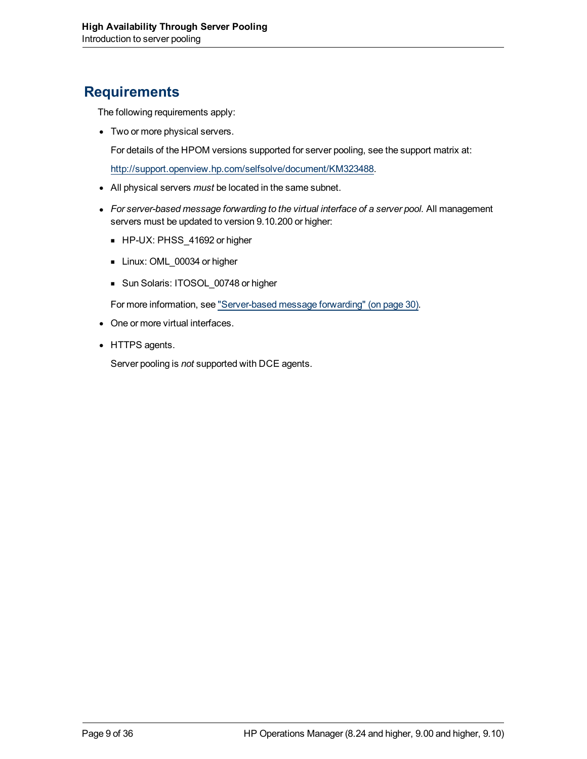## Requirements

The following requirements apply:

- Two or more physical servers.

  For details of the HPOM versions supported for server pooling, see the support matrix at:

  http://support.openview.hp.com/selfsolve/document/KM323488.

- All physical servers *must* be located in the same subnet.

- *For server-based message forwarding to the virtual interface of a server pool.* All management servers must be updated to version 9.10.200 or higher:

  - HP-UX: PHSS_41692 or higher
  - Linux: OML_00034 or higher
  - Sun Solaris: ITOSOL_00748 or higher

  For more information, see "Server-based message forwarding" (on page 30).

- One or more virtual interfaces.

- HTTPS agents.

  Server pooling is *not* supported with DCE agents.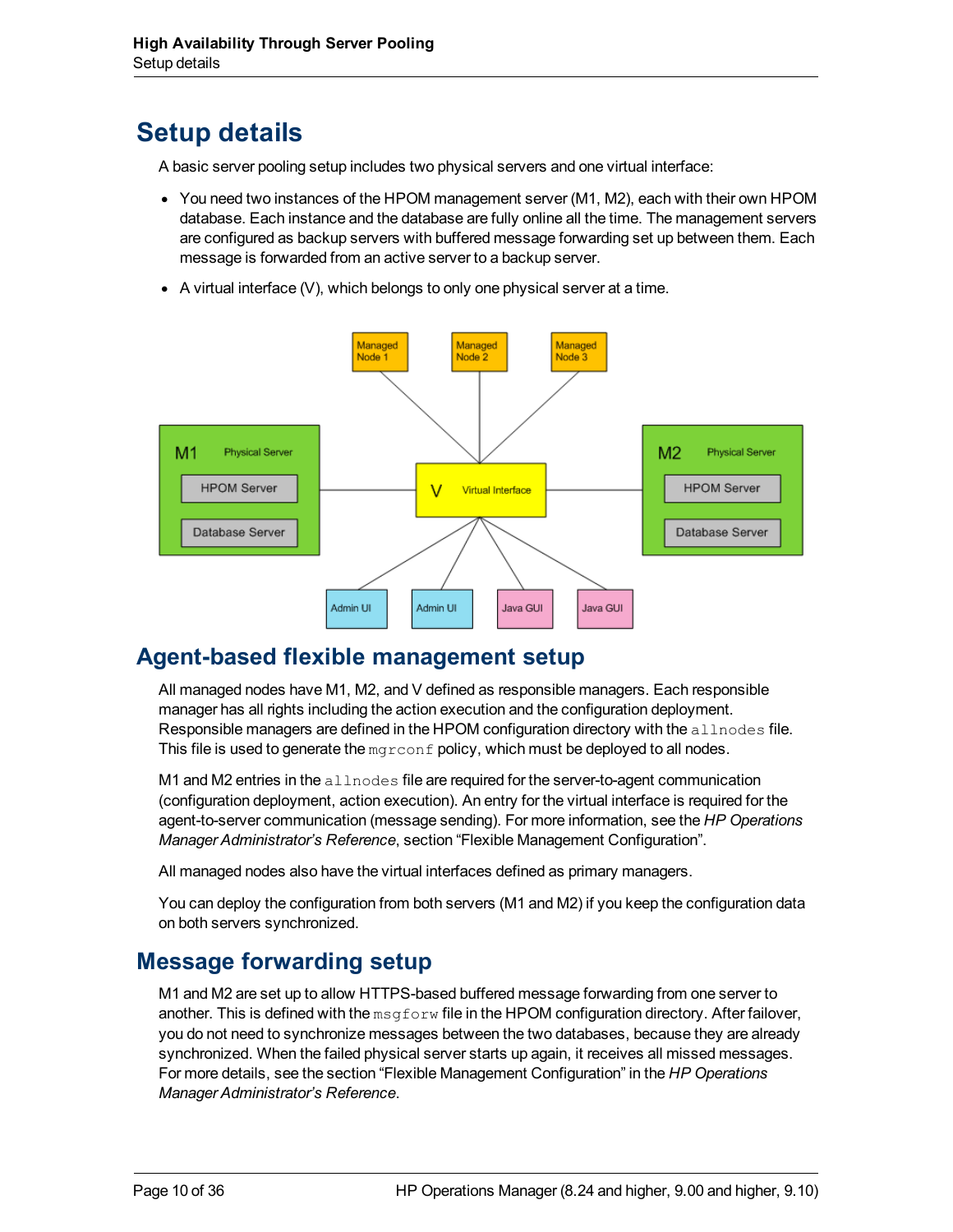# Setup details

A basic server pooling setup includes two physical servers and one virtual interface:

- You need two instances of the HPOM management server (M1, M2), each with their own HPOM database. Each instance and the database are fully online all the time. The management servers are configured as backup servers with buffered message forwarding set up between them. Each message is forwarded from an active server to a backup server.
- A virtual interface (V), which belongs to only one physical server at a time.

## Agent-based flexible management setup

All managed nodes have M1, M2, and V defined as responsible managers. Each responsible manager has all rights including the action execution and the configuration deployment. Responsible managers are defined in the HPOM configuration directory with the `allnodes` file. This file is used to generate the `mgrconf` policy, which must be deployed to all nodes.

M1 and M2 entries in the `allnodes` file are required for the server-to-agent communication (configuration deployment, action execution). An entry for the virtual interface is required for the agent-to-server communication (message sending). For more information, see the *HP Operations Manager Administrator's Reference*, section "Flexible Management Configuration".

All managed nodes also have the virtual interfaces defined as primary managers.

You can deploy the configuration from both servers (M1 and M2) if you keep the configuration data on both servers synchronized.

## Message forwarding setup

M1 and M2 are set up to allow HTTPS-based buffered message forwarding from one server to another. This is defined with the `msgforw` file in the HPOM configuration directory. After failover, you do not need to synchronize messages between the two databases, because they are already synchronized. When the failed physical server starts up again, it receives all missed messages. For more details, see the section "Flexible Management Configuration" in the *HP Operations Manager Administrator's Reference*.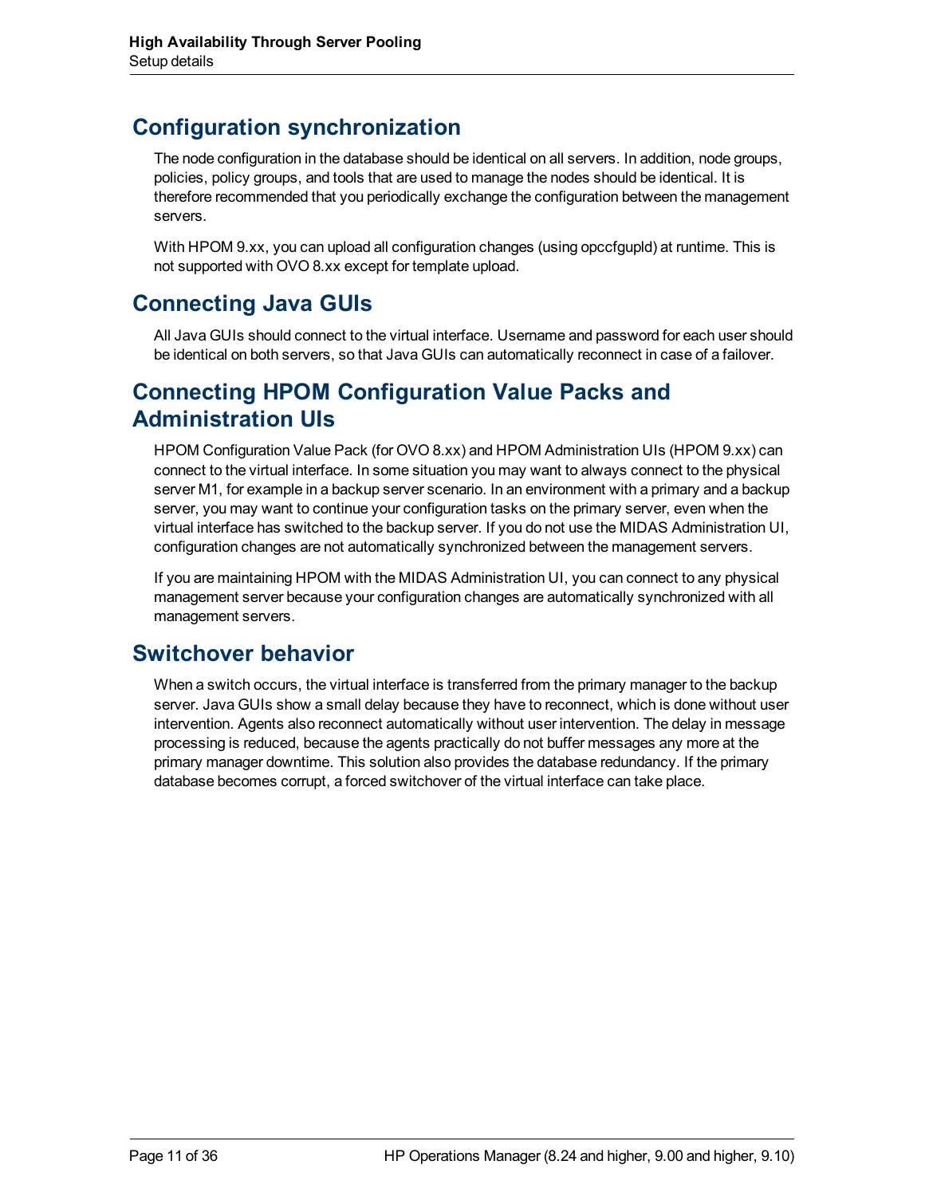## Configuration synchronization

The node configuration in the database should be identical on all servers. In addition, node groups, policies, policy groups, and tools that are used to manage the nodes should be identical. It is therefore recommended that you periodically exchange the configuration between the management servers.

With HPOM 9.xx, you can upload all configuration changes (using opccfgupld) at runtime. This is not supported with OVO 8.xx except for template upload.

## Connecting Java GUIs

All Java GUIs should connect to the virtual interface. Username and password for each user should be identical on both servers, so that Java GUIs can automatically reconnect in case of a failover.

## Connecting HPOM Configuration Value Packs and Administration UIs

HPOM Configuration Value Pack (for OVO 8.xx) and HPOM Administration UIs (HPOM 9.xx) can connect to the virtual interface. In some situation you may want to always connect to the physical server M1, for example in a backup server scenario. In an environment with a primary and a backup server, you may want to continue your configuration tasks on the primary server, even when the virtual interface has switched to the backup server. If you do not use the MIDAS Administration UI, configuration changes are not automatically synchronized between the management servers.

If you are maintaining HPOM with the MIDAS Administration UI, you can connect to any physical management server because your configuration changes are automatically synchronized with all management servers.

## Switchover behavior

When a switch occurs, the virtual interface is transferred from the primary manager to the backup server. Java GUIs show a small delay because they have to reconnect, which is done without user intervention. Agents also reconnect automatically without user intervention. The delay in message processing is reduced, because the agents practically do not buffer messages any more at the primary manager downtime. This solution also provides the database redundancy. If the primary database becomes corrupt, a forced switchover of the virtual interface can take place.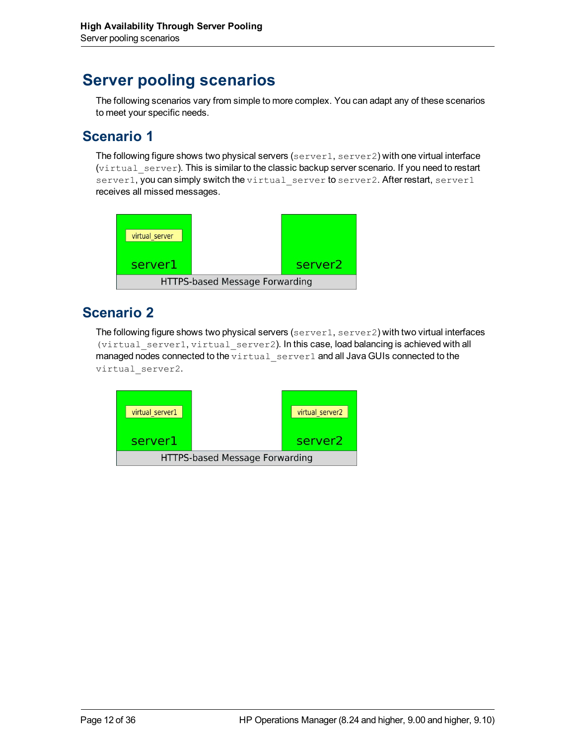# Server pooling scenarios

The following scenarios vary from simple to more complex. You can adapt any of these scenarios to meet your specific needs.

## Scenario 1

The following figure shows two physical servers (`server1`, `server2`) with one virtual interface (`virtual_server`). This is similar to the classic backup server scenario. If you need to restart `server1`, you can simply switch the `virtual_server` to `server2`. After restart, `server1` receives all missed messages.

virtual_server

server1

server2

HTTPS-based Message Forwarding

## Scenario 2

The following figure shows two physical servers (`server1`, `server2`) with two virtual interfaces (`virtual_server1`, `virtual_server2`). In this case, load balancing is achieved with all managed nodes connected to the `virtual_server1` and all Java GUIs connected to the `virtual_server2`.

virtual_server1

virtual_server2

server1

server2

HTTPS-based Message Forwarding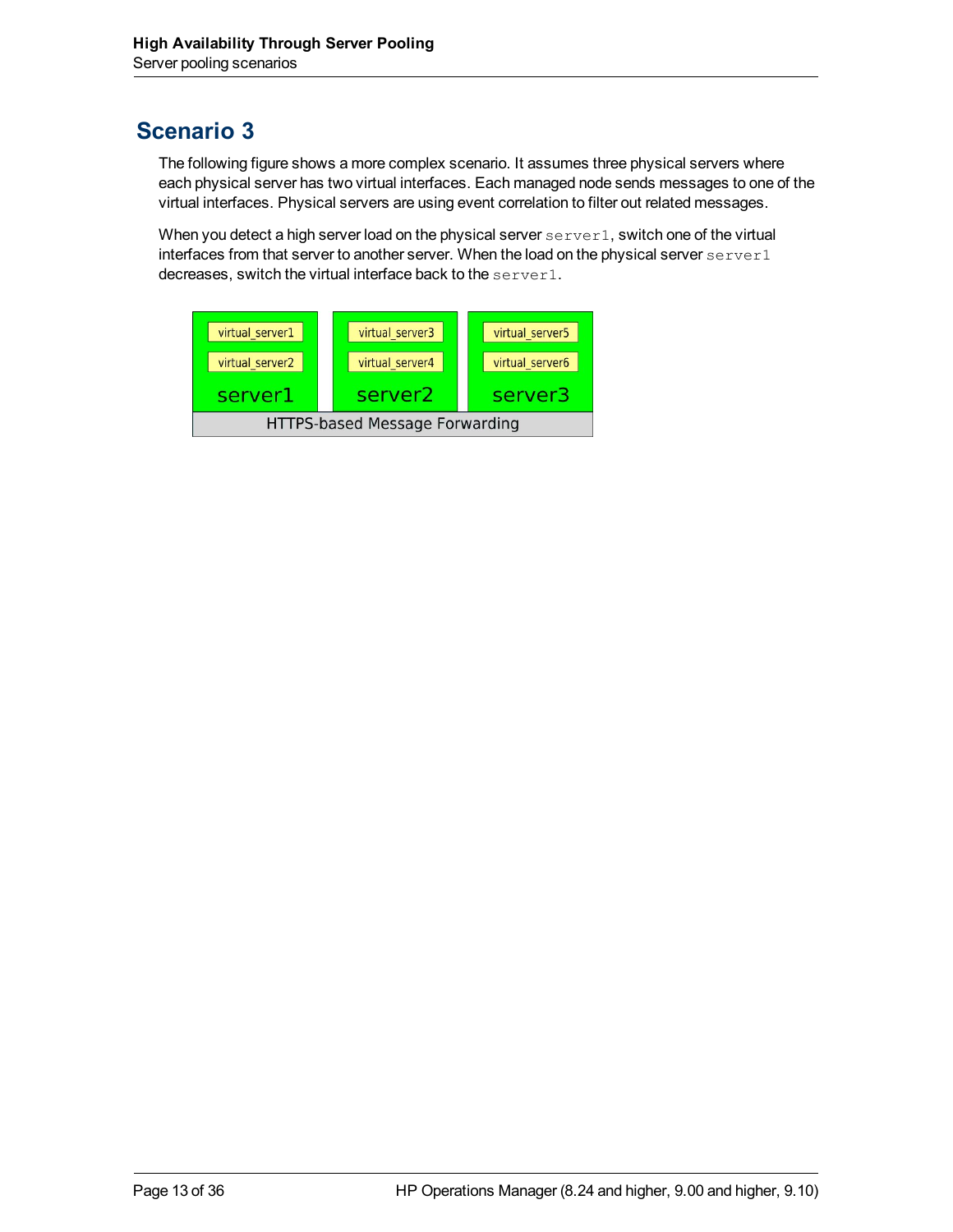## Scenario 3

The following figure shows a more complex scenario. It assumes three physical servers where each physical server has two virtual interfaces. Each managed node sends messages to one of the virtual interfaces. Physical servers are using event correlation to filter out related messages.

When you detect a high server load on the physical server `server1`, switch one of the virtual interfaces from that server to another server. When the load on the physical server `server1` decreases, switch the virtual interface back to the `server1`.

| server1 | server2 | server3 |
|---|---|---|
| virtual_server1 | virtual_server3 | virtual_server5 |
| virtual_server2 | virtual_server4 | virtual_server6 |
| HTTPS-based Message Forwarding | | |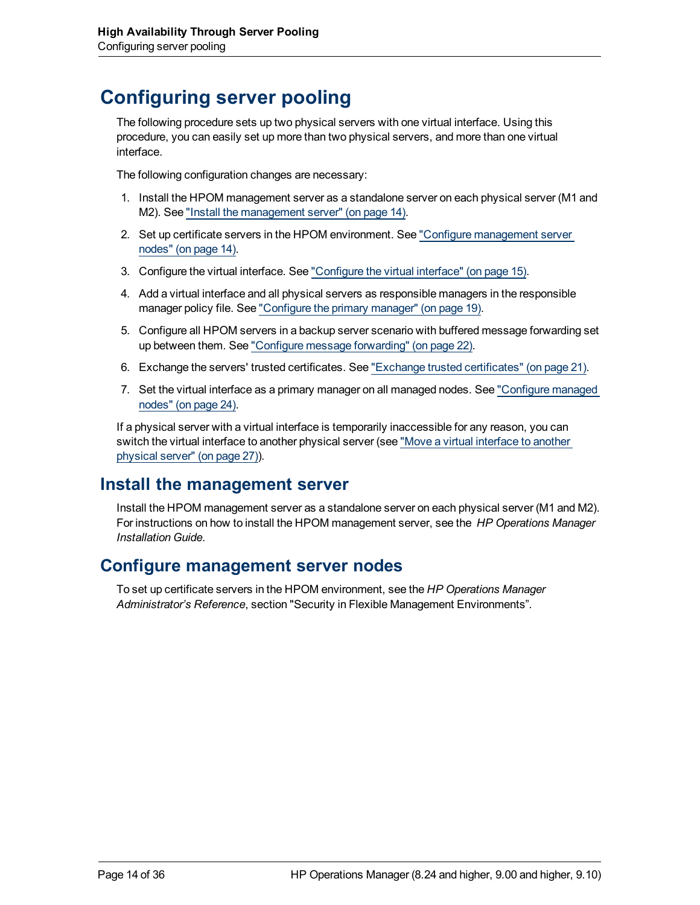# Configuring server pooling

The following procedure sets up two physical servers with one virtual interface. Using this procedure, you can easily set up more than two physical servers, and more than one virtual interface.

The following configuration changes are necessary:

1. Install the HPOM management server as a standalone server on each physical server (M1 and M2). See "Install the management server" (on page 14).
2. Set up certificate servers in the HPOM environment. See "Configure management server nodes" (on page 14).
3. Configure the virtual interface. See "Configure the virtual interface" (on page 15).
4. Add a virtual interface and all physical servers as responsible managers in the responsible manager policy file. See "Configure the primary manager" (on page 19).
5. Configure all HPOM servers in a backup server scenario with buffered message forwarding set up between them. See "Configure message forwarding" (on page 22).
6. Exchange the servers' trusted certificates. See "Exchange trusted certificates" (on page 21).
7. Set the virtual interface as a primary manager on all managed nodes. See "Configure managed nodes" (on page 24).

If a physical server with a virtual interface is temporarily inaccessible for any reason, you can switch the virtual interface to another physical server (see "Move a virtual interface to another physical server" (on page 27)).

## Install the management server

Install the HPOM management server as a standalone server on each physical server (M1 and M2). For instructions on how to install the HPOM management server, see the *HP Operations Manager Installation Guide*.

## Configure management server nodes

To set up certificate servers in the HPOM environment, see the *HP Operations Manager Administrator's Reference*, section "Security in Flexible Management Environments".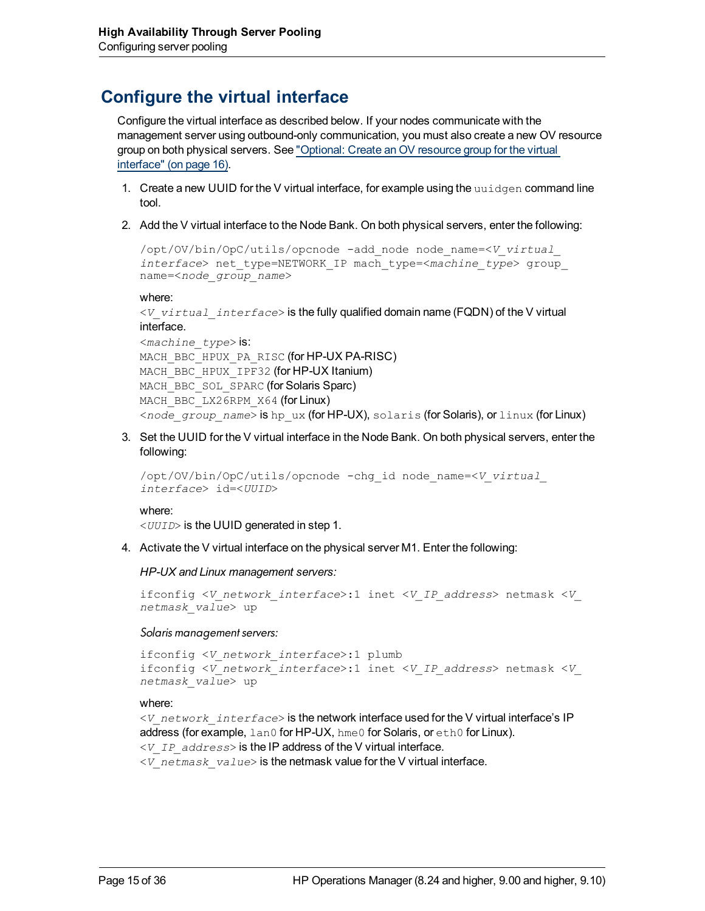## Configure the virtual interface

Configure the virtual interface as described below. If your nodes communicate with the management server using outbound-only communication, you must also create a new OV resource group on both physical servers. See "Optional: Create an OV resource group for the virtual interface" (on page 16).

1. Create a new UUID for the V virtual interface, for example using the `uuidgen` command line tool.

2. Add the V virtual interface to the Node Bank. On both physical servers, enter the following:

   ```
   /opt/OV/bin/OpC/utils/opcnode -add_node node_name=<V_virtual_
   interface> net_type=NETWORK_IP mach_type=<machine_type> group_
   name=<node_group_name>
   ```

   where:
   *<V_virtual_interface>* is the fully qualified domain name (FQDN) of the V virtual interface.
   *<machine_type>* is:
   `MACH_BBC_HPUX_PA_RISC` (for HP-UX PA-RISC)
   `MACH_BBC_HPUX_IPF32` (for HP-UX Itanium)
   `MACH_BBC_SOL_SPARC` (for Solaris Sparc)
   `MACH_BBC_LX26RPM_X64` (for Linux)
   *<node_group_name>* is `hp_ux` (for HP-UX), `solaris` (for Solaris), or `linux` (for Linux)

3. Set the UUID for the V virtual interface in the Node Bank. On both physical servers, enter the following:

   ```
   /opt/OV/bin/OpC/utils/opcnode -chg_id node_name=<V_virtual_
   interface> id=<UUID>
   ```

   where:
   *<UUID>* is the UUID generated in step 1.

4. Activate the V virtual interface on the physical server M1. Enter the following:

   *HP-UX and Linux management servers:*

   ```
   ifconfig <V_network_interface>:1 inet <V_IP_address> netmask <V_
   netmask_value> up
   ```

   *Solaris management servers:*

   ```
   ifconfig <V_network_interface>:1 plumb
   ifconfig <V_network_interface>:1 inet <V_IP_address> netmask <V_
   netmask_value> up
   ```

   where:
   *<V_network_interface>* is the network interface used for the V virtual interface's IP address (for example, `lan0` for HP-UX, `hme0` for Solaris, or `eth0` for Linux).
   *<V_IP_address>* is the IP address of the V virtual interface.
   *<V_netmask_value>* is the netmask value for the V virtual interface.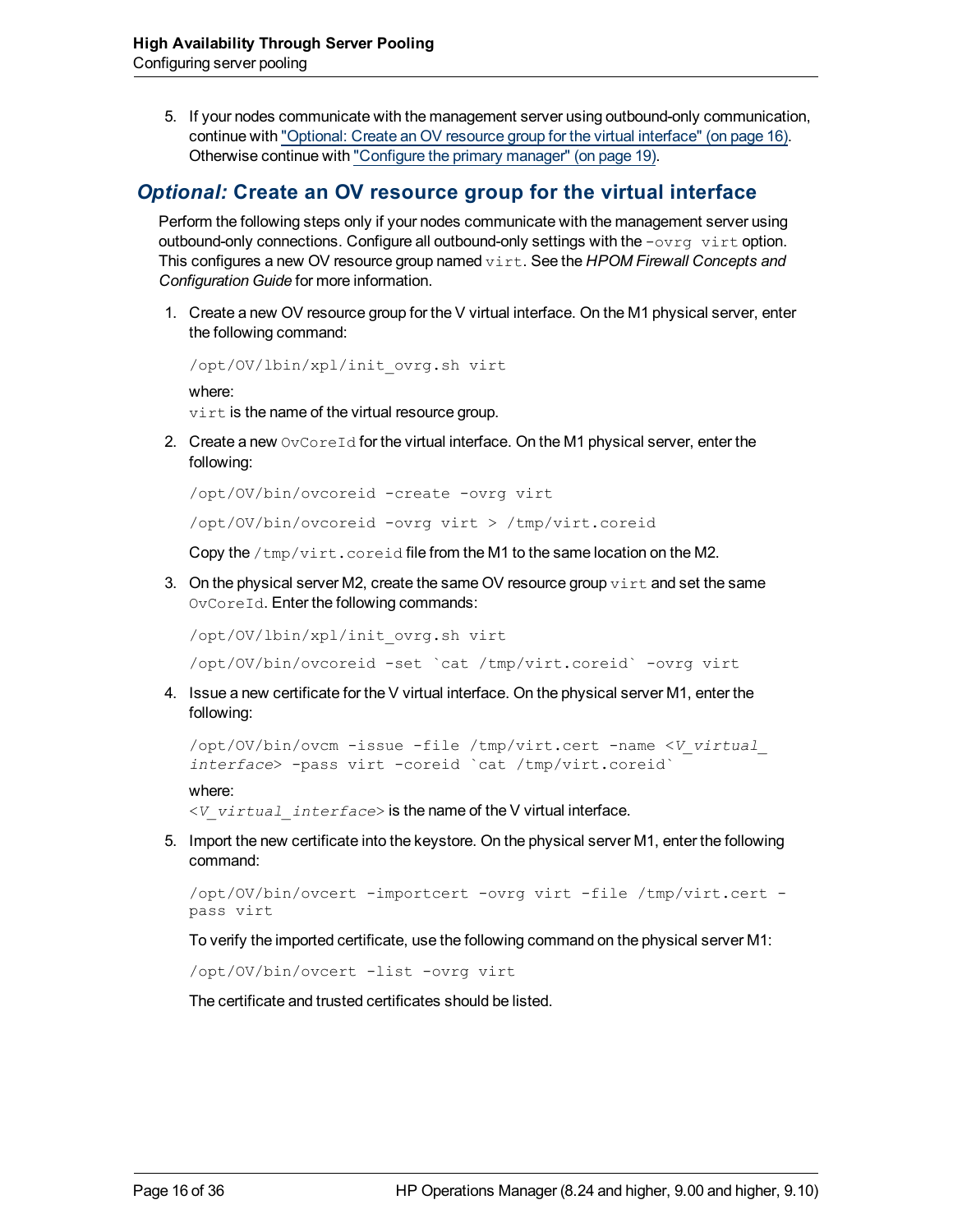5. If your nodes communicate with the management server using outbound-only communication, continue with "Optional: Create an OV resource group for the virtual interface" (on page 16). Otherwise continue with "Configure the primary manager" (on page 19).

## *Optional:* Create an OV resource group for the virtual interface

Perform the following steps only if your nodes communicate with the management server using outbound-only connections. Configure all outbound-only settings with the `-ovrg virt` option. This configures a new OV resource group named `virt`. See the *HPOM Firewall Concepts and Configuration Guide* for more information.

1. Create a new OV resource group for the V virtual interface. On the M1 physical server, enter the following command:

   ```
   /opt/OV/lbin/xpl/init_ovrg.sh virt
   ```

   where:
   `virt` is the name of the virtual resource group.

2. Create a new `OvCoreId` for the virtual interface. On the M1 physical server, enter the following:

   ```
   /opt/OV/bin/ovcoreid -create -ovrg virt
   ```

   ```
   /opt/OV/bin/ovcoreid -ovrg virt > /tmp/virt.coreid
   ```

   Copy the `/tmp/virt.coreid` file from the M1 to the same location on the M2.

3. On the physical server M2, create the same OV resource group `virt` and set the same `OvCoreId`. Enter the following commands:

   ```
   /opt/OV/lbin/xpl/init_ovrg.sh virt
   ```

   ```
   /opt/OV/bin/ovcoreid -set `cat /tmp/virt.coreid` -ovrg virt
   ```

4. Issue a new certificate for the V virtual interface. On the physical server M1, enter the following:

   ```
   /opt/OV/bin/ovcm -issue -file /tmp/virt.cert -name <V_virtual_
   interface> -pass virt -coreid `cat /tmp/virt.coreid`
   ```

   where:
   `<V_virtual_interface>` is the name of the V virtual interface.

5. Import the new certificate into the keystore. On the physical server M1, enter the following command:

   ```
   /opt/OV/bin/ovcert -importcert -ovrg virt -file /tmp/virt.cert -
   pass virt
   ```

   To verify the imported certificate, use the following command on the physical server M1:

   ```
   /opt/OV/bin/ovcert -list -ovrg virt
   ```

   The certificate and trusted certificates should be listed.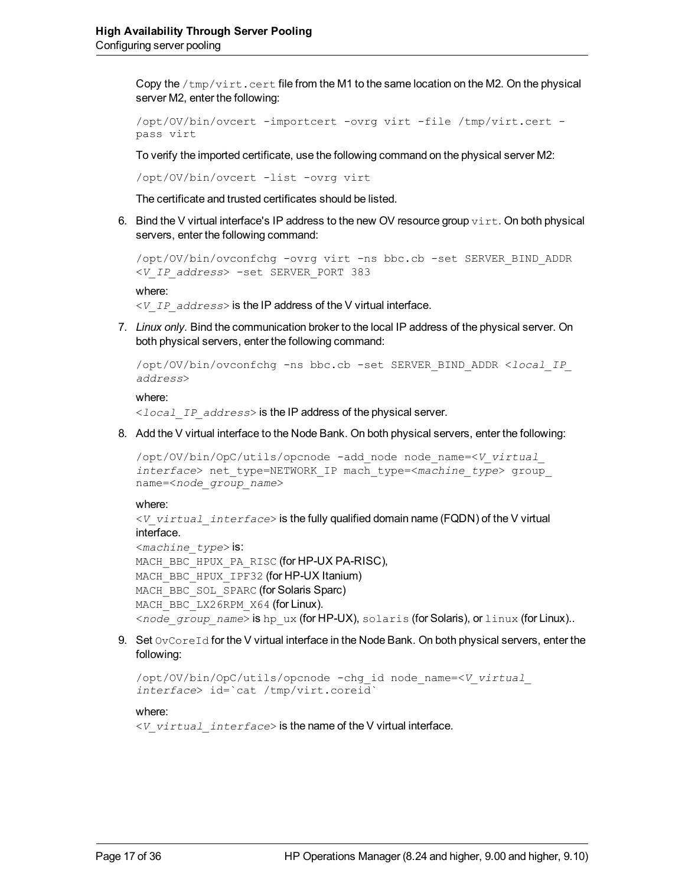Copy the `/tmp/virt.cert` file from the M1 to the same location on the M2. On the physical server M2, enter the following:

```
/opt/OV/bin/ovcert -importcert -ovrg virt -file /tmp/virt.cert -pass virt
```

To verify the imported certificate, use the following command on the physical server M2:

```
/opt/OV/bin/ovcert -list -ovrg virt
```

The certificate and trusted certificates should be listed.

6. Bind the V virtual interface's IP address to the new OV resource group `virt`. On both physical servers, enter the following command:

   ```
   /opt/OV/bin/ovconfchg -ovrg virt -ns bbc.cb -set SERVER_BIND_ADDR <V_IP_address> -set SERVER_PORT 383
   ```

   where:
   `<V_IP_address>` is the IP address of the V virtual interface.

7. *Linux only.* Bind the communication broker to the local IP address of the physical server. On both physical servers, enter the following command:

   ```
   /opt/OV/bin/ovconfchg -ns bbc.cb -set SERVER_BIND_ADDR <local_IP_address>
   ```

   where:
   `<local_IP_address>` is the IP address of the physical server.

8. Add the V virtual interface to the Node Bank. On both physical servers, enter the following:

   ```
   /opt/OV/bin/OpC/utils/opcnode -add_node node_name=<V_virtual_interface> net_type=NETWORK_IP mach_type=<machine_type> group_name=<node_group_name>
   ```

   where:
   `<V_virtual_interface>` is the fully qualified domain name (FQDN) of the V virtual interface.
   `<machine_type>` is:
   `MACH_BBC_HPUX_PA_RISC` (for HP-UX PA-RISC),
   `MACH_BBC_HPUX_IPF32` (for HP-UX Itanium)
   `MACH_BBC_SOL_SPARC` (for Solaris Sparc)
   `MACH_BBC_LX26RPM_X64` (for Linux).
   `<node_group_name>` is `hp_ux` (for HP-UX), `solaris` (for Solaris), or `linux` (for Linux)..

9. Set `OvCoreId` for the V virtual interface in the Node Bank. On both physical servers, enter the following:

   ```
   /opt/OV/bin/OpC/utils/opcnode -chg_id node_name=<V_virtual_interface> id=`cat /tmp/virt.coreid`
   ```

   where:
   `<V_virtual_interface>` is the name of the V virtual interface.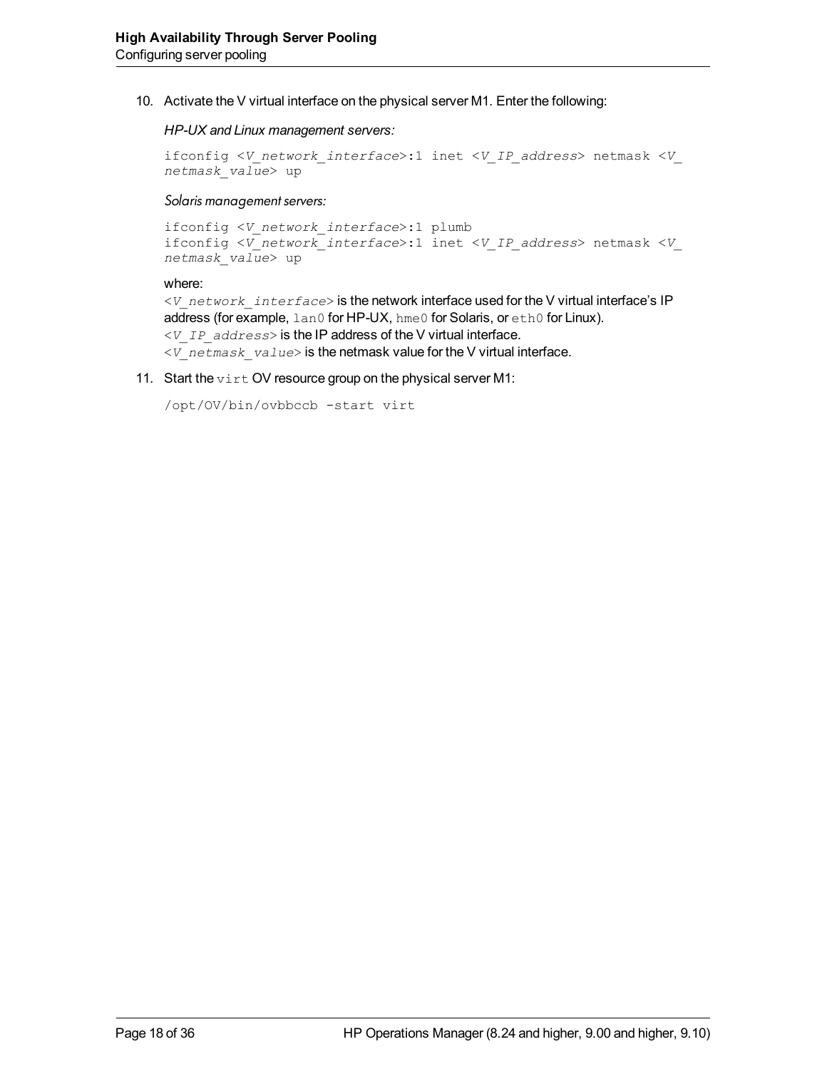10. Activate the V virtual interface on the physical server M1. Enter the following:

    *HP-UX and Linux management servers:*

    ```
    ifconfig <V_network_interface>:1 inet <V_IP_address> netmask <V_netmask_value> up
    ```

    *Solaris management servers:*

    ```
    ifconfig <V_network_interface>:1 plumb
    ifconfig <V_network_interface>:1 inet <V_IP_address> netmask <V_netmask_value> up
    ```

    where:
    `<V_network_interface>` is the network interface used for the V virtual interface's IP address (for example, `lan0` for HP-UX, `hme0` for Solaris, or `eth0` for Linux).
    `<V_IP_address>` is the IP address of the V virtual interface.
    `<V_netmask_value>` is the netmask value for the V virtual interface.

11. Start the `virt` OV resource group on the physical server M1:

    ```
    /opt/OV/bin/ovbbccb -start virt
    ```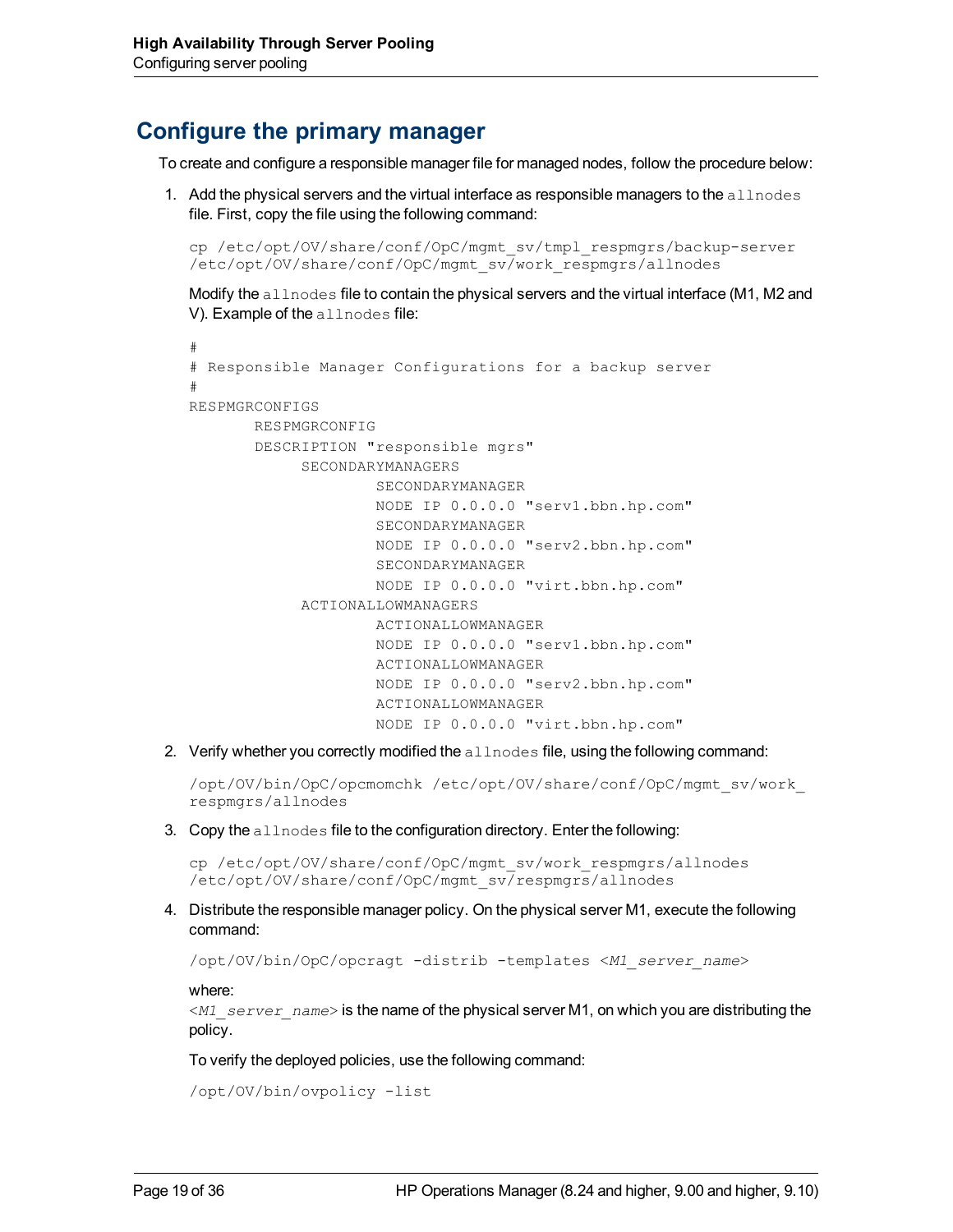## Configure the primary manager

To create and configure a responsible manager file for managed nodes, follow the procedure below:

1. Add the physical servers and the virtual interface as responsible managers to the `allnodes` file. First, copy the file using the following command:

   ```
   cp /etc/opt/OV/share/conf/OpC/mgmt_sv/tmpl_respmgrs/backup-server
   /etc/opt/OV/share/conf/OpC/mgmt_sv/work_respmgrs/allnodes
   ```

   Modify the `allnodes` file to contain the physical servers and the virtual interface (M1, M2 and V). Example of the `allnodes` file:

   ```
   #
   # Responsible Manager Configurations for a backup server
   #
   RESPMGRCONFIGS
          RESPMGRCONFIG
          DESCRIPTION "responsible mgrs"
               SECONDARYMANAGERS
                       SECONDARYMANAGER
                       NODE IP 0.0.0.0 "serv1.bbn.hp.com"
                       SECONDARYMANAGER
                       NODE IP 0.0.0.0 "serv2.bbn.hp.com"
                       SECONDARYMANAGER
                       NODE IP 0.0.0.0 "virt.bbn.hp.com"
               ACTIONALLOWMANAGERS
                       ACTIONALLOWMANAGER
                       NODE IP 0.0.0.0 "serv1.bbn.hp.com"
                       ACTIONALLOWMANAGER
                       NODE IP 0.0.0.0 "serv2.bbn.hp.com"
                       ACTIONALLOWMANAGER
                       NODE IP 0.0.0.0 "virt.bbn.hp.com"
   ```

2. Verify whether you correctly modified the `allnodes` file, using the following command:

   ```
   /opt/OV/bin/OpC/opcmomchk /etc/opt/OV/share/conf/OpC/mgmt_sv/work_
   respmgrs/allnodes
   ```

3. Copy the `allnodes` file to the configuration directory. Enter the following:

   ```
   cp /etc/opt/OV/share/conf/OpC/mgmt_sv/work_respmgrs/allnodes
   /etc/opt/OV/share/conf/OpC/mgmt_sv/respmgrs/allnodes
   ```

4. Distribute the responsible manager policy. On the physical server M1, execute the following command:

   ```
   /opt/OV/bin/OpC/opcragt -distrib -templates <M1_server_name>
   ```

   where:
   `<M1_server_name>` is the name of the physical server M1, on which you are distributing the policy.

   To verify the deployed policies, use the following command:

   ```
   /opt/OV/bin/ovpolicy -list
   ```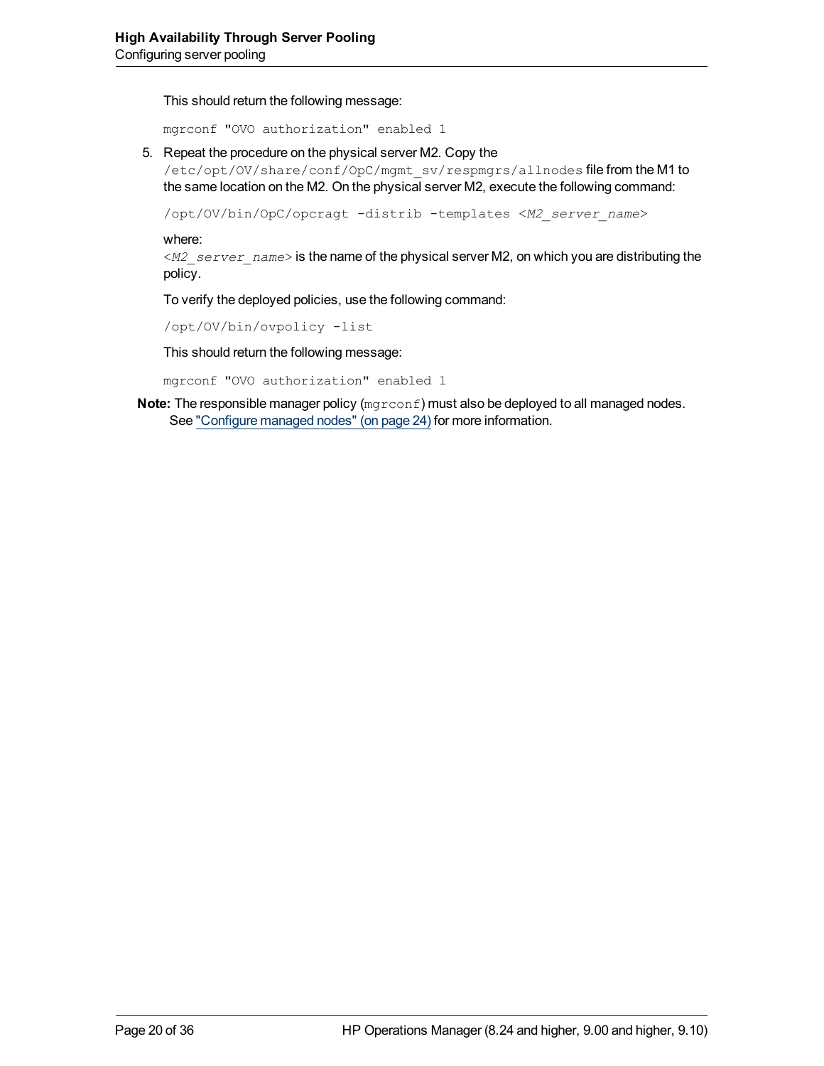This should return the following message:

```
mgrconf "OVO authorization" enabled 1
```

5. Repeat the procedure on the physical server M2. Copy the `/etc/opt/OV/share/conf/OpC/mgmt_sv/respmgrs/allnodes` file from the M1 to the same location on the M2. On the physical server M2, execute the following command:

   ```
   /opt/OV/bin/OpC/opcragt -distrib -templates <M2_server_name>
   ```

   where:
   *<M2_server_name>* is the name of the physical server M2, on which you are distributing the policy.

   To verify the deployed policies, use the following command:

   ```
   /opt/OV/bin/ovpolicy -list
   ```

   This should return the following message:

   ```
   mgrconf "OVO authorization" enabled 1
   ```

**Note:** The responsible manager policy (`mgrconf`) must also be deployed to all managed nodes. See "Configure managed nodes" (on page 24) for more information.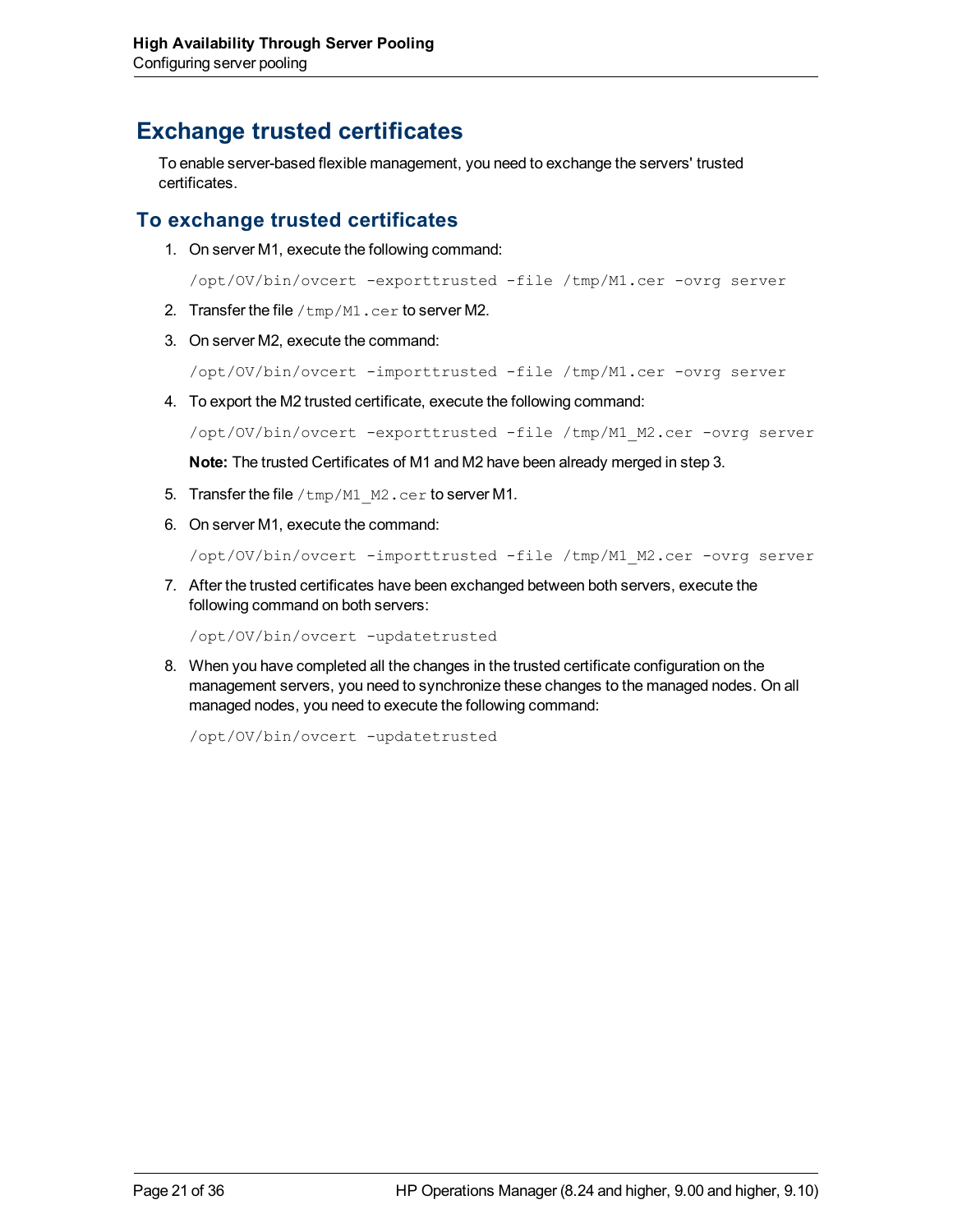# Exchange trusted certificates

To enable server-based flexible management, you need to exchange the servers' trusted certificates.

## To exchange trusted certificates

1. On server M1, execute the following command:

   ```
   /opt/OV/bin/ovcert -exporttrusted -file /tmp/M1.cer -ovrg server
   ```

2. Transfer the file `/tmp/M1.cer` to server M2.
3. On server M2, execute the command:

   ```
   /opt/OV/bin/ovcert -importtrusted -file /tmp/M1.cer -ovrg server
   ```

4. To export the M2 trusted certificate, execute the following command:

   ```
   /opt/OV/bin/ovcert -exporttrusted -file /tmp/M1_M2.cer -ovrg server
   ```

   **Note:** The trusted Certificates of M1 and M2 have been already merged in step 3.

5. Transfer the file `/tmp/M1_M2.cer` to server M1.
6. On server M1, execute the command:

   ```
   /opt/OV/bin/ovcert -importtrusted -file /tmp/M1_M2.cer -ovrg server
   ```

7. After the trusted certificates have been exchanged between both servers, execute the following command on both servers:

   ```
   /opt/OV/bin/ovcert -updatetrusted
   ```

8. When you have completed all the changes in the trusted certificate configuration on the management servers, you need to synchronize these changes to the managed nodes. On all managed nodes, you need to execute the following command:

   ```
   /opt/OV/bin/ovcert -updatetrusted
   ```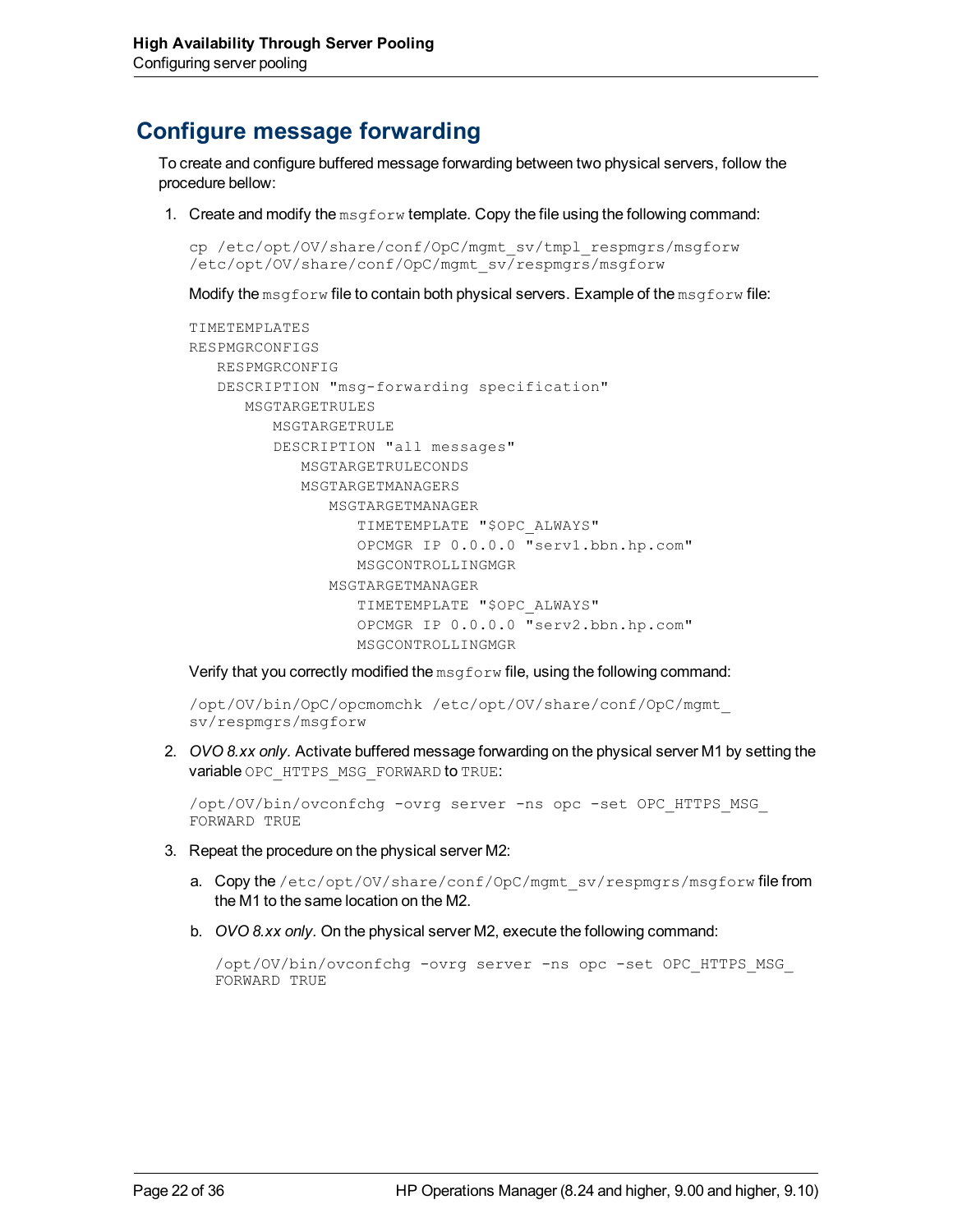## Configure message forwarding

To create and configure buffered message forwarding between two physical servers, follow the procedure bellow:

1. Create and modify the `msgforw` template. Copy the file using the following command:

   ```
   cp /etc/opt/OV/share/conf/OpC/mgmt_sv/tmpl_respmgrs/msgforw
   /etc/opt/OV/share/conf/OpC/mgmt_sv/respmgrs/msgforw
   ```

   Modify the `msgforw` file to contain both physical servers. Example of the `msgforw` file:

   ```
   TIMETEMPLATES
   RESPMGRCONFIGS
      RESPMGRCONFIG
      DESCRIPTION "msg-forwarding specification"
         MSGTARGETRULES
            MSGTARGETRULE
            DESCRIPTION "all messages"
               MSGTARGETRULECONDS
               MSGTARGETMANAGERS
                  MSGTARGETMANAGER
                     TIMETEMPLATE "$OPC_ALWAYS"
                     OPCMGR IP 0.0.0.0 "serv1.bbn.hp.com"
                     MSGCONTROLLINGMGR
                  MSGTARGETMANAGER
                     TIMETEMPLATE "$OPC_ALWAYS"
                     OPCMGR IP 0.0.0.0 "serv2.bbn.hp.com"
                     MSGCONTROLLINGMGR
   ```

   Verify that you correctly modified the `msgforw` file, using the following command:

   ```
   /opt/OV/bin/OpC/opcmomchk /etc/opt/OV/share/conf/OpC/mgmt_
   sv/respmgrs/msgforw
   ```

2. *OVO 8.xx only.* Activate buffered message forwarding on the physical server M1 by setting the variable `OPC_HTTPS_MSG_FORWARD` to `TRUE`:

   ```
   /opt/OV/bin/ovconfchg -ovrg server -ns opc -set OPC_HTTPS_MSG_
   FORWARD TRUE
   ```

3. Repeat the procedure on the physical server M2:

   a. Copy the `/etc/opt/OV/share/conf/OpC/mgmt_sv/respmgrs/msgforw` file from the M1 to the same location on the M2.

   b. *OVO 8.xx only.* On the physical server M2, execute the following command:

   ```
   /opt/OV/bin/ovconfchg -ovrg server -ns opc -set OPC_HTTPS_MSG_
   FORWARD TRUE
   ```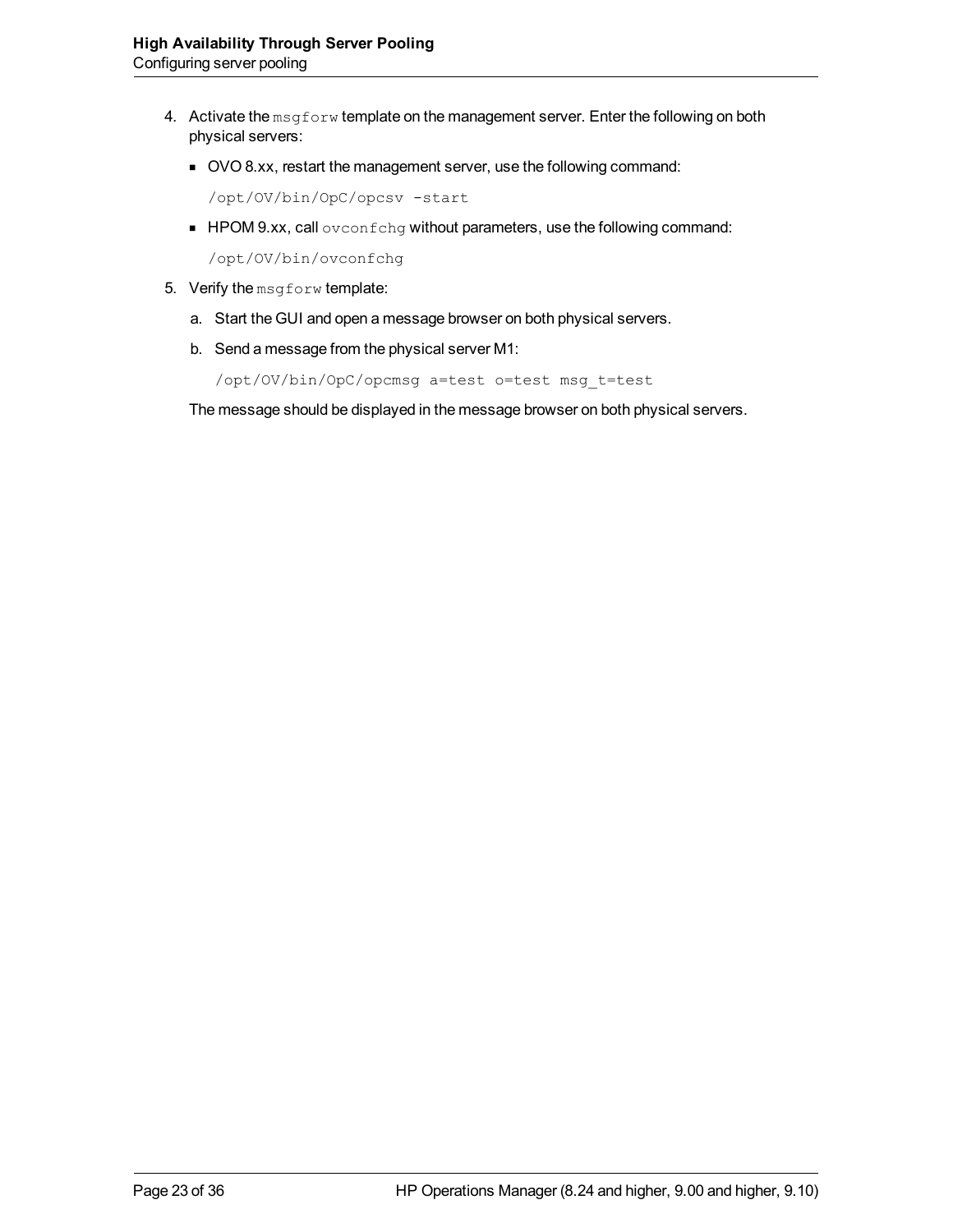4. Activate the `msgforw` template on the management server. Enter the following on both physical servers:

   - OVO 8.xx, restart the management server, use the following command:

     ```
     /opt/OV/bin/OpC/opcsv -start
     ```

   - HPOM 9.xx, call `ovconfchg` without parameters, use the following command:

     ```
     /opt/OV/bin/ovconfchg
     ```

5. Verify the `msgforw` template:

   a. Start the GUI and open a message browser on both physical servers.

   b. Send a message from the physical server M1:

      ```
      /opt/OV/bin/OpC/opcmsg a=test o=test msg_t=test
      ```

   The message should be displayed in the message browser on both physical servers.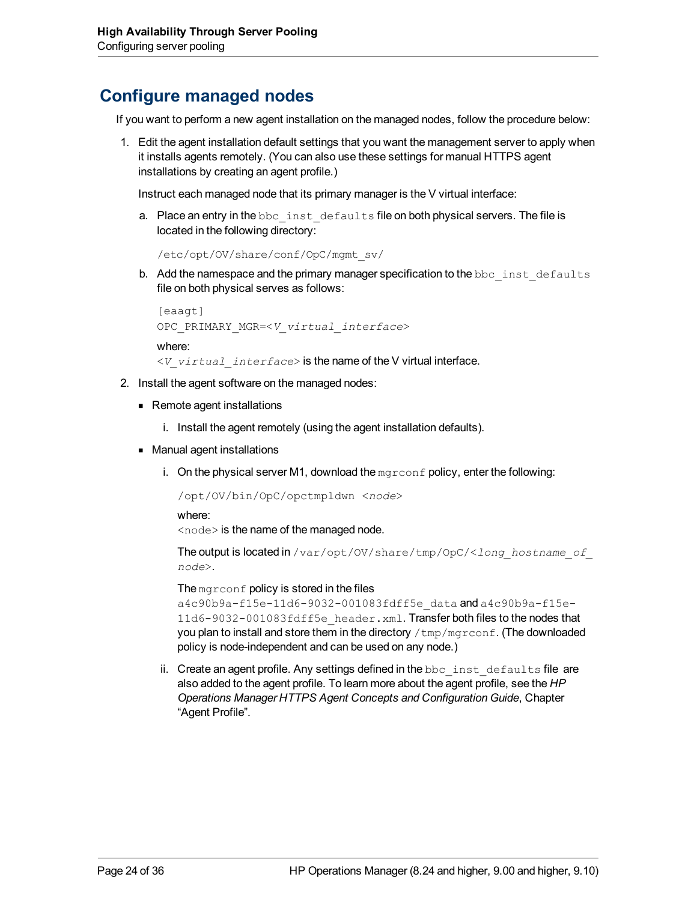## Configure managed nodes

If you want to perform a new agent installation on the managed nodes, follow the procedure below:

1. Edit the agent installation default settings that you want the management server to apply when it installs agents remotely. (You can also use these settings for manual HTTPS agent installations by creating an agent profile.)

   Instruct each managed node that its primary manager is the V virtual interface:

   a. Place an entry in the `bbc_inst_defaults` file on both physical servers. The file is located in the following directory:

      ```
      /etc/opt/OV/share/conf/OpC/mgmt_sv/
      ```

   b. Add the namespace and the primary manager specification to the `bbc_inst_defaults` file on both physical serves as follows:

      ```
      [eaagt]
      OPC_PRIMARY_MGR=<V_virtual_interface>
      ```

      where:
      `<V_virtual_interface>` is the name of the V virtual interface.

2. Install the agent software on the managed nodes:

   - Remote agent installations

     i. Install the agent remotely (using the agent installation defaults).

   - Manual agent installations

     i. On the physical server M1, download the `mgrconf` policy, enter the following:

        ```
        /opt/OV/bin/OpC/opctmpldwn <node>
        ```

        where:
        `<node>` is the name of the managed node.

        The output is located in `/var/opt/OV/share/tmp/OpC/<long_hostname_of_node>`.

        The `mgrconf` policy is stored in the files `a4c90b9a-f15e-11d6-9032-001083fdff5e_data` and `a4c90b9a-f15e-11d6-9032-001083fdff5e_header.xml`. Transfer both files to the nodes that you plan to install and store them in the directory `/tmp/mgrconf`. (The downloaded policy is node-independent and can be used on any node.)

     ii. Create an agent profile. Any settings defined in the `bbc_inst_defaults` file are also added to the agent profile. To learn more about the agent profile, see the *HP Operations Manager HTTPS Agent Concepts and Configuration Guide*, Chapter "Agent Profile".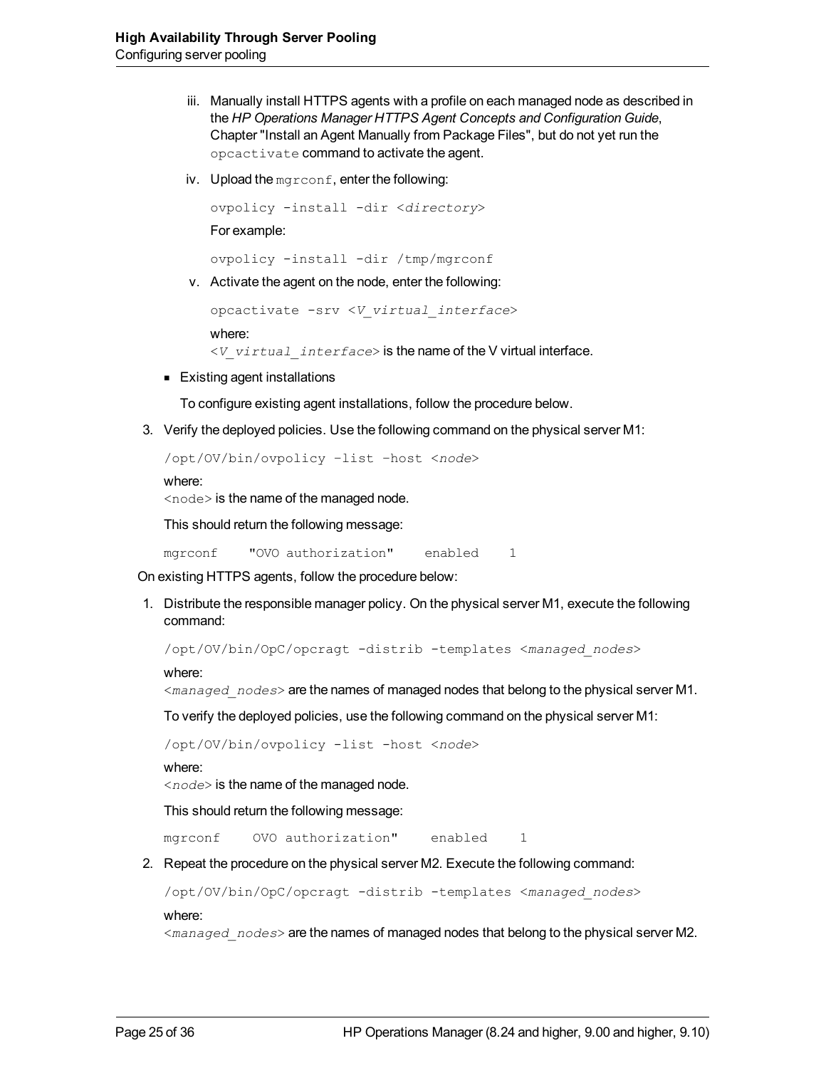iii. Manually install HTTPS agents with a profile on each managed node as described in the *HP Operations Manager HTTPS Agent Concepts and Configuration Guide*, Chapter "Install an Agent Manually from Package Files", but do not yet run the `opcactivate` command to activate the agent.

iv. Upload the `mgrconf`, enter the following:

```
ovpolicy -install -dir <directory>
```

For example:

```
ovpolicy -install -dir /tmp/mgrconf
```

v. Activate the agent on the node, enter the following:

```
opcactivate -srv <V_virtual_interface>
```

where:
`<V_virtual_interface>` is the name of the V virtual interface.

- Existing agent installations

  To configure existing agent installations, follow the procedure below.

3. Verify the deployed policies. Use the following command on the physical server M1:

```
/opt/OV/bin/ovpolicy –list –host <node>
```

where:
`<node>` is the name of the managed node.

This should return the following message:

```
mgrconf    "OVO authorization"    enabled    1
```

On existing HTTPS agents, follow the procedure below:

1. Distribute the responsible manager policy. On the physical server M1, execute the following command:

```
/opt/OV/bin/OpC/opcragt -distrib -templates <managed_nodes>
```

where:
`<managed_nodes>` are the names of managed nodes that belong to the physical server M1.

To verify the deployed policies, use the following command on the physical server M1:

```
/opt/OV/bin/ovpolicy -list -host <node>
```

where:
`<node>` is the name of the managed node.

This should return the following message:

```
mgrconf    OVO authorization"    enabled    1
```

2. Repeat the procedure on the physical server M2. Execute the following command:

```
/opt/OV/bin/OpC/opcragt -distrib -templates <managed_nodes>
```

where:
`<managed_nodes>` are the names of managed nodes that belong to the physical server M2.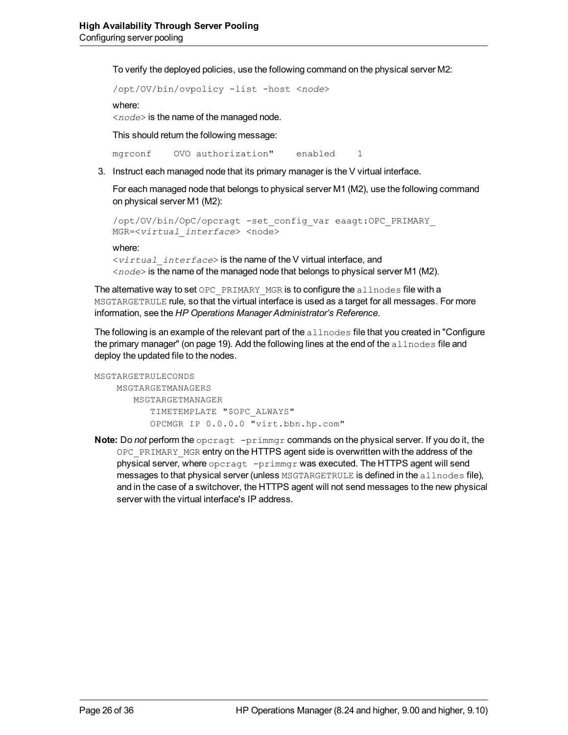To verify the deployed policies, use the following command on the physical server M2:

```
/opt/OV/bin/ovpolicy -list -host <node>
```

where:
<*node*> is the name of the managed node.

This should return the following message:

```
mgrconf    OVO authorization"    enabled    1
```

3. Instruct each managed node that its primary manager is the V virtual interface.

   For each managed node that belongs to physical server M1 (M2), use the following command on physical server M1 (M2):

   ```
   /opt/OV/bin/OpC/opcragt -set_config_var eaagt:OPC_PRIMARY_
   MGR=<virtual_interface> <node>
   ```

   where:
   <*virtual_interface*> is the name of the V virtual interface, and
   <*node*> is the name of the managed node that belongs to physical server M1 (M2).

The alternative way to set `OPC_PRIMARY_MGR` is to configure the `allnodes` file with a `MSGTARGETRULE` rule, so that the virtual interface is used as a target for all messages. For more information, see the *HP Operations Manager Administrator's Reference*.

The following is an example of the relevant part of the `allnodes` file that you created in "Configure the primary manager" (on page 19). Add the following lines at the end of the `allnodes` file and deploy the updated file to the nodes.

```
MSGTARGETRULECONDS
    MSGTARGETMANAGERS
       MSGTARGETMANAGER
          TIMETEMPLATE "$OPC_ALWAYS"
          OPCMGR IP 0.0.0.0 "virt.bbn.hp.com"
```

**Note:** Do *not* perform the `opcragt -primmgr` commands on the physical server. If you do it, the `OPC_PRIMARY_MGR` entry on the HTTPS agent side is overwritten with the address of the physical server, where `opcragt -primmgr` was executed. The HTTPS agent will send messages to that physical server (unless `MSGTARGETRULE` is defined in the `allnodes` file), and in the case of a switchover, the HTTPS agent will not send messages to the new physical server with the virtual interface's IP address.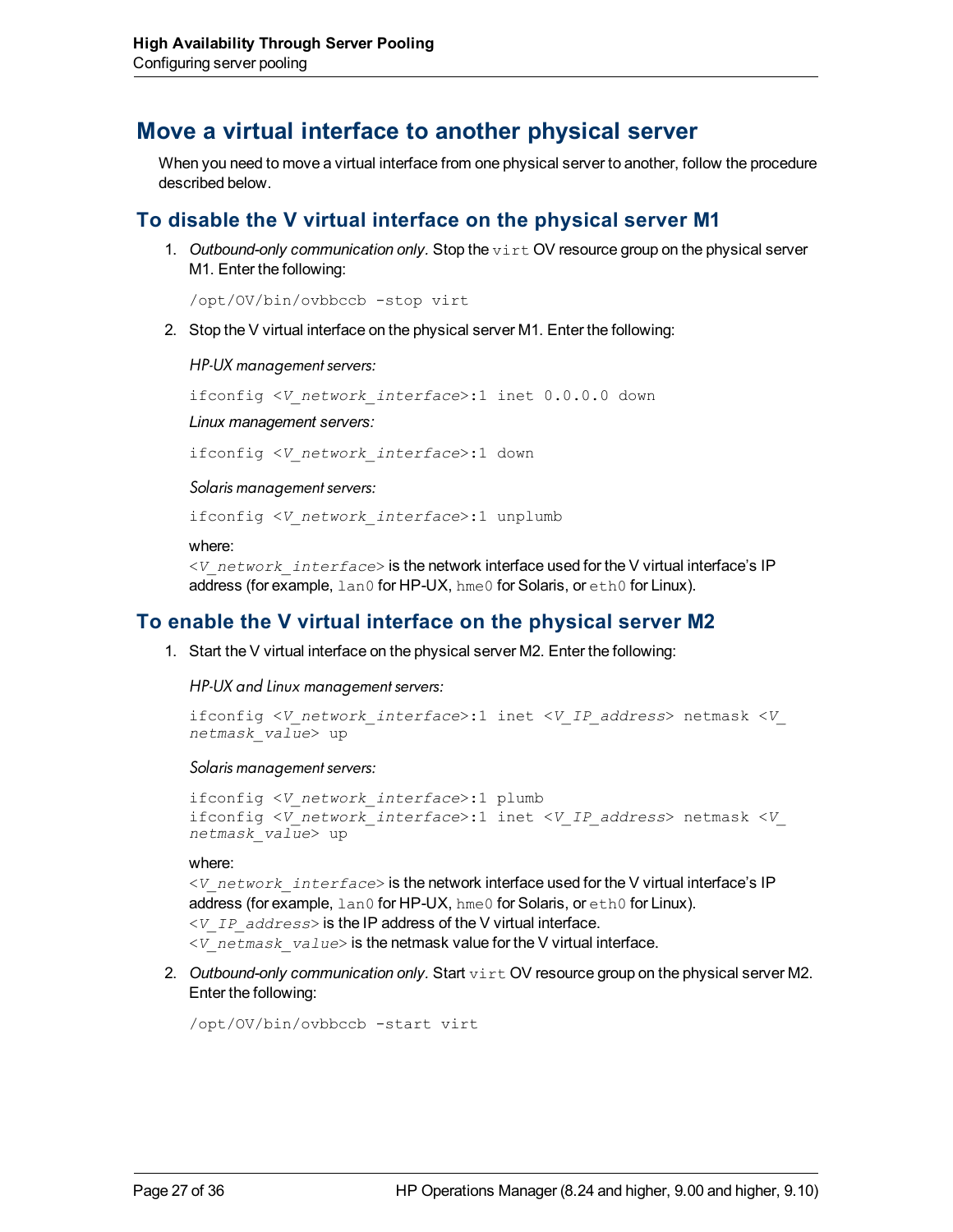## Move a virtual interface to another physical server

When you need to move a virtual interface from one physical server to another, follow the procedure described below.

### To disable the V virtual interface on the physical server M1

1. *Outbound-only communication only.* Stop the `virt` OV resource group on the physical server M1. Enter the following:

   ```
   /opt/OV/bin/ovbbccb -stop virt
   ```

2. Stop the V virtual interface on the physical server M1. Enter the following:

   *HP-UX management servers:*

   ```
   ifconfig <V_network_interface>:1 inet 0.0.0.0 down
   ```

   *Linux management servers:*

   ```
   ifconfig <V_network_interface>:1 down
   ```

   *Solaris management servers:*

   ```
   ifconfig <V_network_interface>:1 unplumb
   ```

   where:
   `<V_network_interface>` is the network interface used for the V virtual interface's IP address (for example, `lan0` for HP-UX, `hme0` for Solaris, or `eth0` for Linux).

### To enable the V virtual interface on the physical server M2

1. Start the V virtual interface on the physical server M2. Enter the following:

   *HP-UX and Linux management servers:*

   ```
   ifconfig <V_network_interface>:1 inet <V_IP_address> netmask <V_netmask_value> up
   ```

   *Solaris management servers:*

   ```
   ifconfig <V_network_interface>:1 plumb
   ifconfig <V_network_interface>:1 inet <V_IP_address> netmask <V_netmask_value> up
   ```

   where:
   `<V_network_interface>` is the network interface used for the V virtual interface's IP address (for example, `lan0` for HP-UX, `hme0` for Solaris, or `eth0` for Linux).
   `<V_IP_address>` is the IP address of the V virtual interface.
   `<V_netmask_value>` is the netmask value for the V virtual interface.

2. *Outbound-only communication only.* Start `virt` OV resource group on the physical server M2. Enter the following:

   ```
   /opt/OV/bin/ovbbccb -start virt
   ```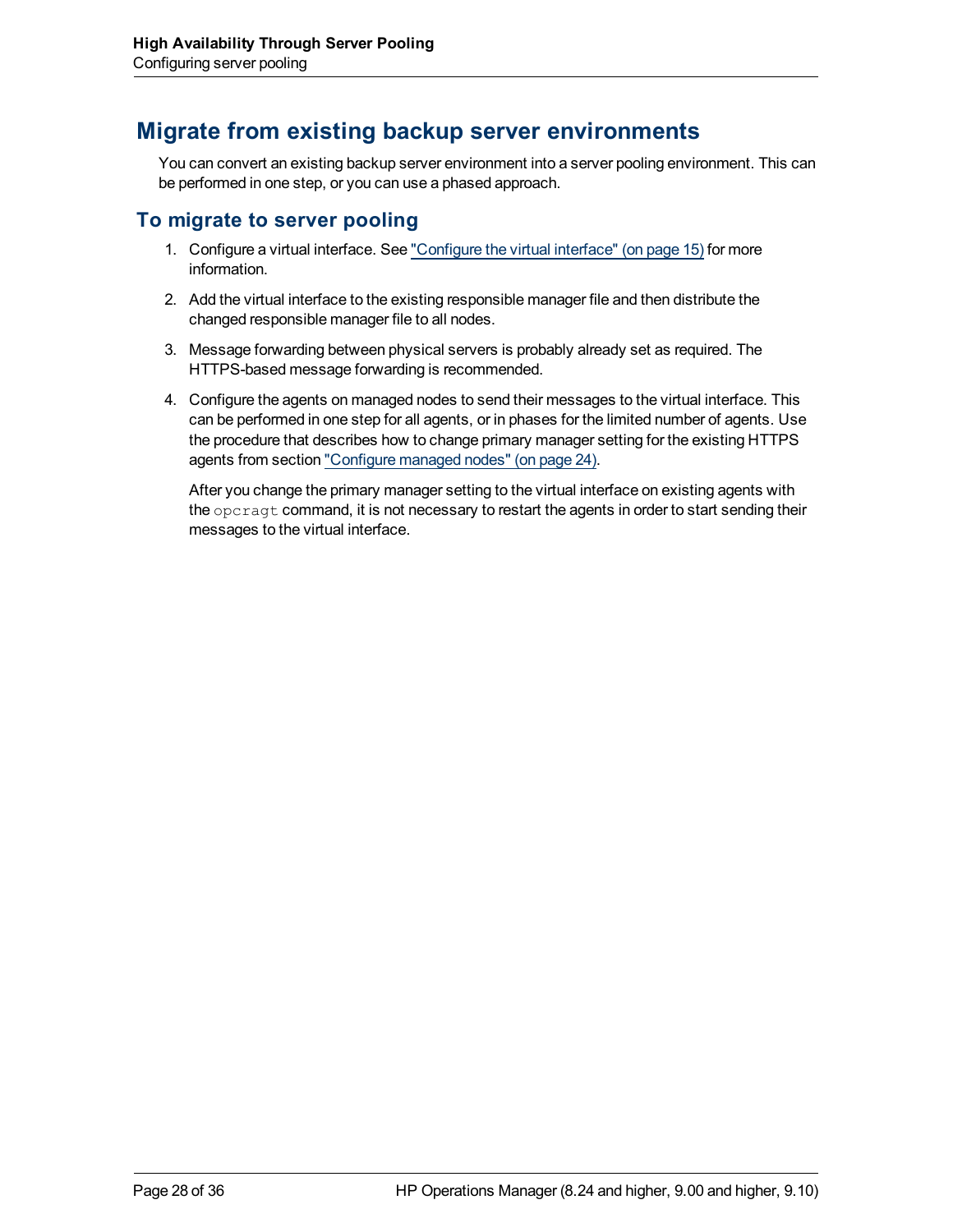## Migrate from existing backup server environments

You can convert an existing backup server environment into a server pooling environment. This can be performed in one step, or you can use a phased approach.

### To migrate to server pooling

1. Configure a virtual interface. See "Configure the virtual interface" (on page 15) for more information.

2. Add the virtual interface to the existing responsible manager file and then distribute the changed responsible manager file to all nodes.

3. Message forwarding between physical servers is probably already set as required. The HTTPS-based message forwarding is recommended.

4. Configure the agents on managed nodes to send their messages to the virtual interface. This can be performed in one step for all agents, or in phases for the limited number of agents. Use the procedure that describes how to change primary manager setting for the existing HTTPS agents from section "Configure managed nodes" (on page 24).

   After you change the primary manager setting to the virtual interface on existing agents with the `opcragt` command, it is not necessary to restart the agents in order to start sending their messages to the virtual interface.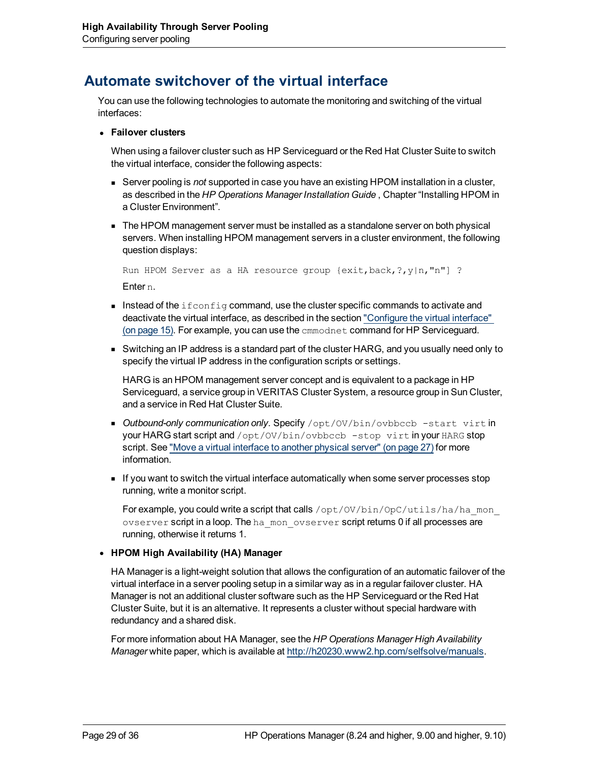## Automate switchover of the virtual interface

You can use the following technologies to automate the monitoring and switching of the virtual interfaces:

- **Failover clusters**

  When using a failover cluster such as HP Serviceguard or the Red Hat Cluster Suite to switch the virtual interface, consider the following aspects:

  - Server pooling is *not* supported in case you have an existing HPOM installation in a cluster, as described in the *HP Operations Manager Installation Guide* , Chapter "Installing HPOM in a Cluster Environment".

  - The HPOM management server must be installed as a standalone server on both physical servers. When installing HPOM management servers in a cluster environment, the following question displays:

    ```
    Run HPOM Server as a HA resource group {exit,back,?,y|n,"n"] ?
    ```

    Enter `n`.

  - Instead of the `ifconfig` command, use the cluster specific commands to activate and deactivate the virtual interface, as described in the section "Configure the virtual interface" (on page 15). For example, you can use the `cmmodnet` command for HP Serviceguard.

  - Switching an IP address is a standard part of the cluster HARG, and you usually need only to specify the virtual IP address in the configuration scripts or settings.

    HARG is an HPOM management server concept and is equivalent to a package in HP Serviceguard, a service group in VERITAS Cluster System, a resource group in Sun Cluster, and a service in Red Hat Cluster Suite.

  - *Outbound-only communication only*. Specify `/opt/OV/bin/ovbbccb -start virt` in your HARG start script and `/opt/OV/bin/ovbbccb -stop virt` in your `HARG` stop script. See "Move a virtual interface to another physical server" (on page 27) for more information.

  - If you want to switch the virtual interface automatically when some server processes stop running, write a monitor script.

    For example, you could write a script that calls `/opt/OV/bin/OpC/utils/ha/ha_mon_ovserver` script in a loop. The `ha_mon_ovserver` script returns 0 if all processes are running, otherwise it returns 1.

- **HPOM High Availability (HA) Manager**

  HA Manager is a light-weight solution that allows the configuration of an automatic failover of the virtual interface in a server pooling setup in a similar way as in a regular failover cluster. HA Manager is not an additional cluster software such as the HP Serviceguard or the Red Hat Cluster Suite, but it is an alternative. It represents a cluster without special hardware with redundancy and a shared disk.

  For more information about HA Manager, see the *HP Operations Manager High Availability Manager* white paper, which is available at http://h20230.www2.hp.com/selfsolve/manuals.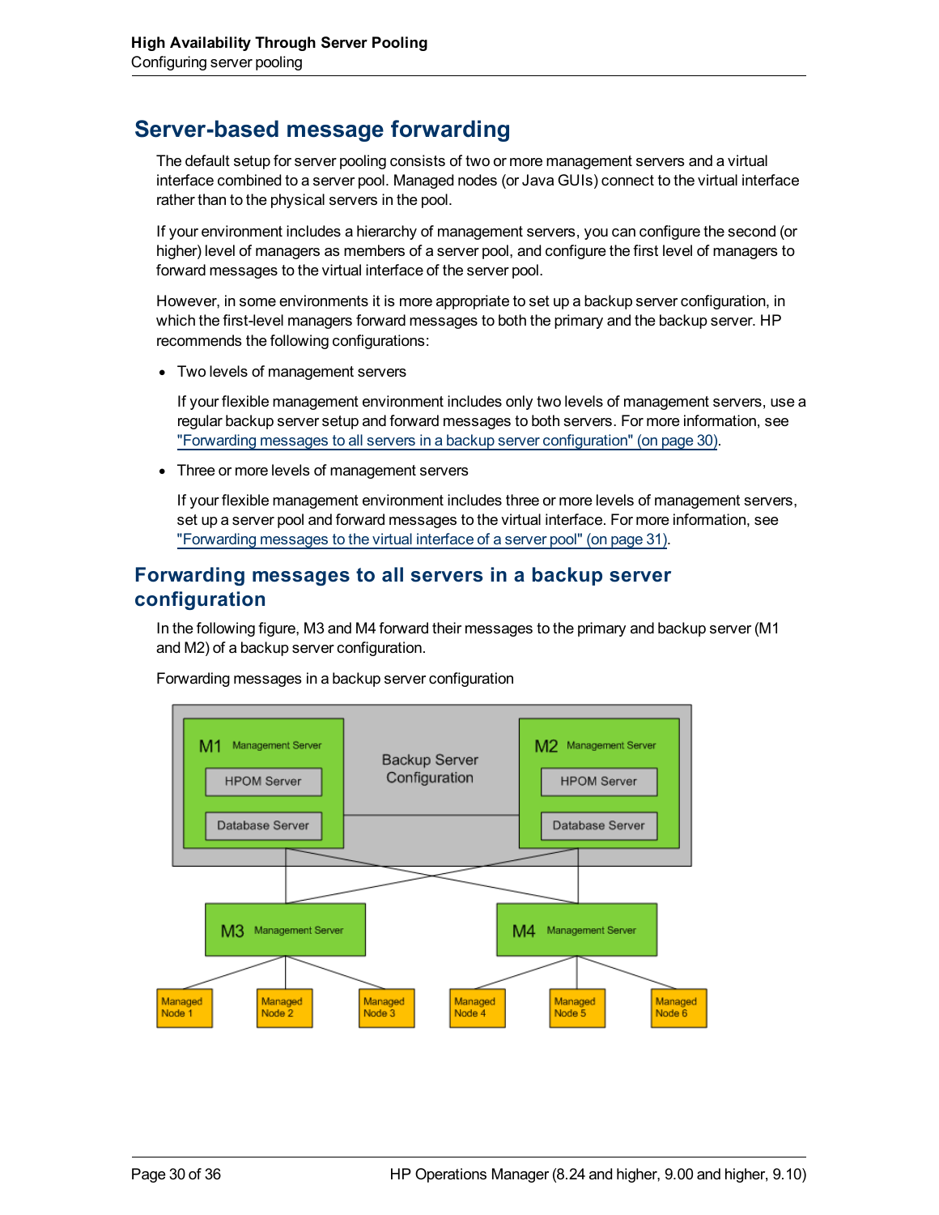## Server-based message forwarding

The default setup for server pooling consists of two or more management servers and a virtual interface combined to a server pool. Managed nodes (or Java GUIs) connect to the virtual interface rather than to the physical servers in the pool.

If your environment includes a hierarchy of management servers, you can configure the second (or higher) level of managers as members of a server pool, and configure the first level of managers to forward messages to the virtual interface of the server pool.

However, in some environments it is more appropriate to set up a backup server configuration, in which the first-level managers forward messages to both the primary and the backup server. HP recommends the following configurations:

- Two levels of management servers

  If your flexible management environment includes only two levels of management servers, use a regular backup server setup and forward messages to both servers. For more information, see "Forwarding messages to all servers in a backup server configuration" (on page 30).

- Three or more levels of management servers

  If your flexible management environment includes three or more levels of management servers, set up a server pool and forward messages to the virtual interface. For more information, see "Forwarding messages to the virtual interface of a server pool" (on page 31).

### Forwarding messages to all servers in a backup server configuration

In the following figure, M3 and M4 forward their messages to the primary and backup server (M1 and M2) of a backup server configuration.

Forwarding messages in a backup server configuration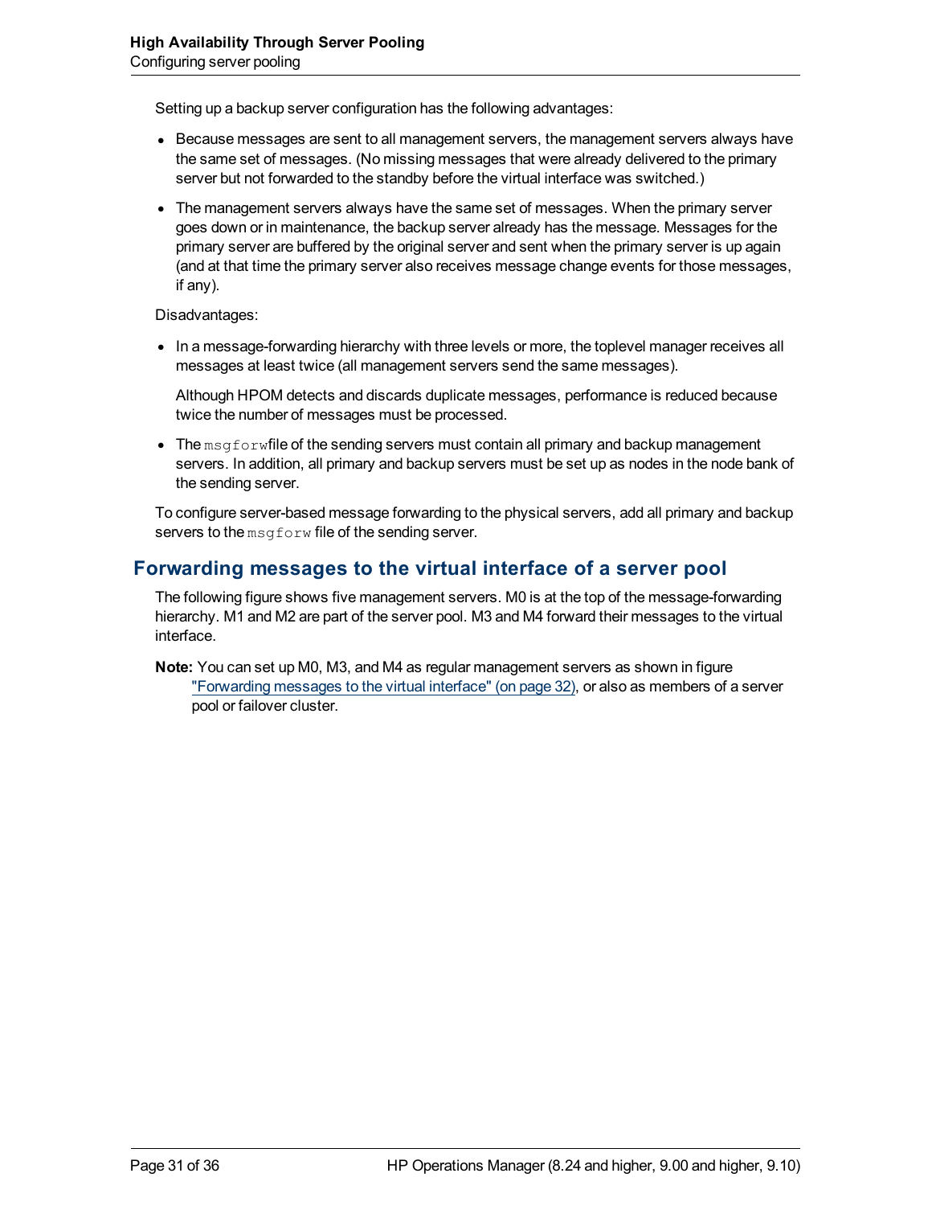Setting up a backup server configuration has the following advantages:

- Because messages are sent to all management servers, the management servers always have the same set of messages. (No missing messages that were already delivered to the primary server but not forwarded to the standby before the virtual interface was switched.)
- The management servers always have the same set of messages. When the primary server goes down or in maintenance, the backup server already has the message. Messages for the primary server are buffered by the original server and sent when the primary server is up again (and at that time the primary server also receives message change events for those messages, if any).

Disadvantages:

- In a message-forwarding hierarchy with three levels or more, the toplevel manager receives all messages at least twice (all management servers send the same messages).

  Although HPOM detects and discards duplicate messages, performance is reduced because twice the number of messages must be processed.

- The `msgforw`file of the sending servers must contain all primary and backup management servers. In addition, all primary and backup servers must be set up as nodes in the node bank of the sending server.

To configure server-based message forwarding to the physical servers, add all primary and backup servers to the `msgforw` file of the sending server.

## Forwarding messages to the virtual interface of a server pool

The following figure shows five management servers. M0 is at the top of the message-forwarding hierarchy. M1 and M2 are part of the server pool. M3 and M4 forward their messages to the virtual interface.

**Note:** You can set up M0, M3, and M4 as regular management servers as shown in figure "Forwarding messages to the virtual interface" (on page 32), or also as members of a server pool or failover cluster.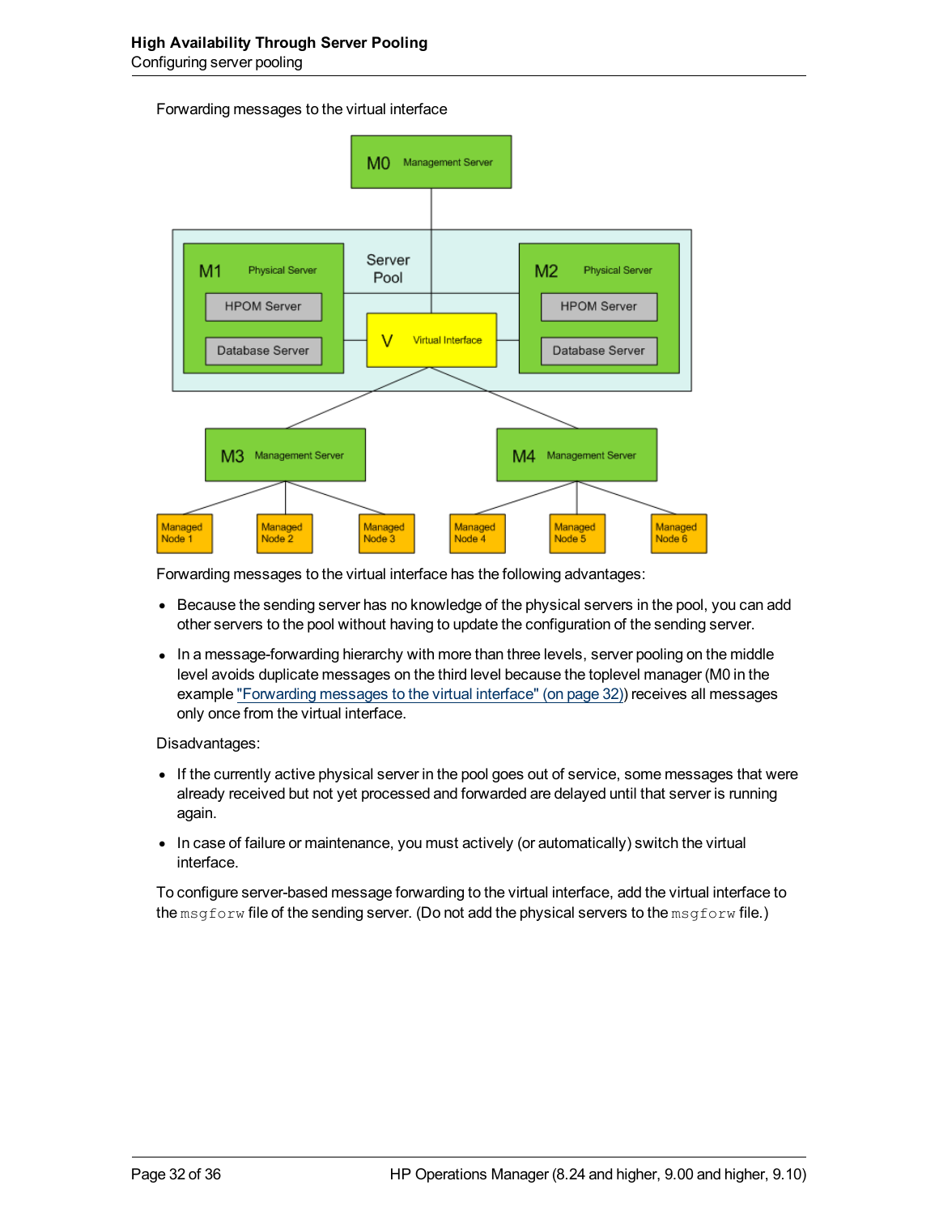Forwarding messages to the virtual interface

Forwarding messages to the virtual interface has the following advantages:

- Because the sending server has no knowledge of the physical servers in the pool, you can add other servers to the pool without having to update the configuration of the sending server.
- In a message-forwarding hierarchy with more than three levels, server pooling on the middle level avoids duplicate messages on the third level because the toplevel manager (M0 in the example "Forwarding messages to the virtual interface" (on page 32)) receives all messages only once from the virtual interface.

Disadvantages:

- If the currently active physical server in the pool goes out of service, some messages that were already received but not yet processed and forwarded are delayed until that server is running again.
- In case of failure or maintenance, you must actively (or automatically) switch the virtual interface.

To configure server-based message forwarding to the virtual interface, add the virtual interface to the `msgforw` file of the sending server. (Do not add the physical servers to the `msgforw` file.)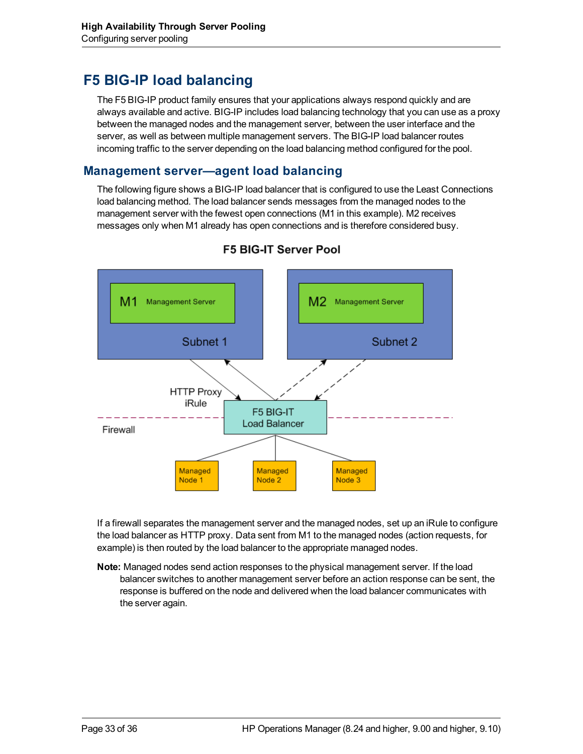## F5 BIG-IP load balancing

The F5 BIG-IP product family ensures that your applications always respond quickly and are always available and active. BIG-IP includes load balancing technology that you can use as a proxy between the managed nodes and the management server, between the user interface and the server, as well as between multiple management servers. The BIG-IP load balancer routes incoming traffic to the server depending on the load balancing method configured for the pool.

### Management server—agent load balancing

The following figure shows a BIG-IP load balancer that is configured to use the Least Connections load balancing method. The load balancer sends messages from the managed nodes to the management server with the fewest open connections (M1 in this example). M2 receives messages only when M1 already has open connections and is therefore considered busy.

F5 BIG-IT Server Pool

M1 Management Server

Subnet 1

M2 Management Server

Subnet 2

HTTP Proxy iRule

F5 BIG-IT Load Balancer

Firewall

Managed Node 1

Managed Node 2

Managed Node 3

If a firewall separates the management server and the managed nodes, set up an iRule to configure the load balancer as HTTP proxy. Data sent from M1 to the managed nodes (action requests, for example) is then routed by the load balancer to the appropriate managed nodes.

**Note:** Managed nodes send action responses to the physical management server. If the load balancer switches to another management server before an action response can be sent, the response is buffered on the node and delivered when the load balancer communicates with the server again.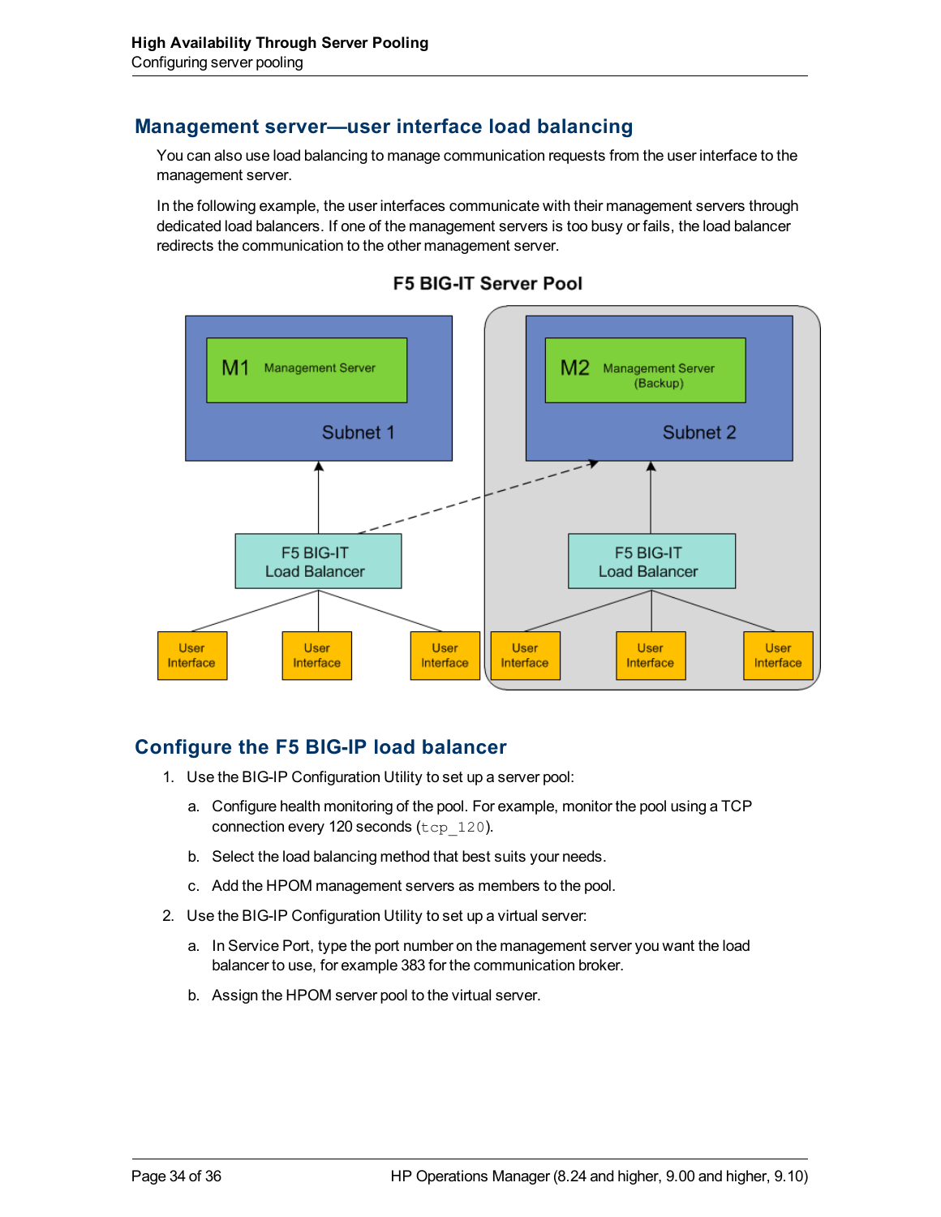## Management server—user interface load balancing

You can also use load balancing to manage communication requests from the user interface to the management server.

In the following example, the user interfaces communicate with their management servers through dedicated load balancers. If one of the management servers is too busy or fails, the load balancer redirects the communication to the other management server.

**F5 BIG-IT Server Pool**

M1 Management Server — Subnet 1

M2 Management Server (Backup) — Subnet 2

F5 BIG-IT Load Balancer

F5 BIG-IT Load Balancer

User Interface | User Interface | User Interface | User Interface | User Interface | User Interface

## Configure the F5 BIG-IP load balancer

1. Use the BIG-IP Configuration Utility to set up a server pool:
   a. Configure health monitoring of the pool. For example, monitor the pool using a TCP connection every 120 seconds (`tcp_120`).
   b. Select the load balancing method that best suits your needs.
   c. Add the HPOM management servers as members to the pool.
2. Use the BIG-IP Configuration Utility to set up a virtual server:
   a. In Service Port, type the port number on the management server you want the load balancer to use, for example 383 for the communication broker.
   b. Assign the HPOM server pool to the virtual server.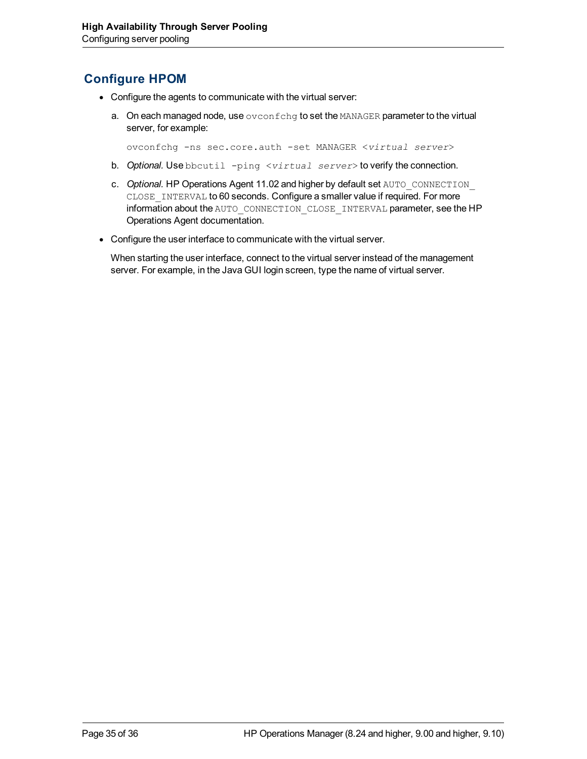## Configure HPOM

- Configure the agents to communicate with the virtual server:

  a. On each managed node, use `ovconfchg` to set the `MANAGER` parameter to the virtual server, for example:

     ```
     ovconfchg -ns sec.core.auth -set MANAGER <virtual server>
     ```

  b. *Optional.* Use `bbcutil -ping <virtual server>` to verify the connection.

  c. *Optional.* HP Operations Agent 11.02 and higher by default set `AUTO_CONNECTION_CLOSE_INTERVAL` to 60 seconds. Configure a smaller value if required. For more information about the `AUTO_CONNECTION_CLOSE_INTERVAL` parameter, see the HP Operations Agent documentation.

- Configure the user interface to communicate with the virtual server.

  When starting the user interface, connect to the virtual server instead of the management server. For example, in the Java GUI login screen, type the name of virtual server.